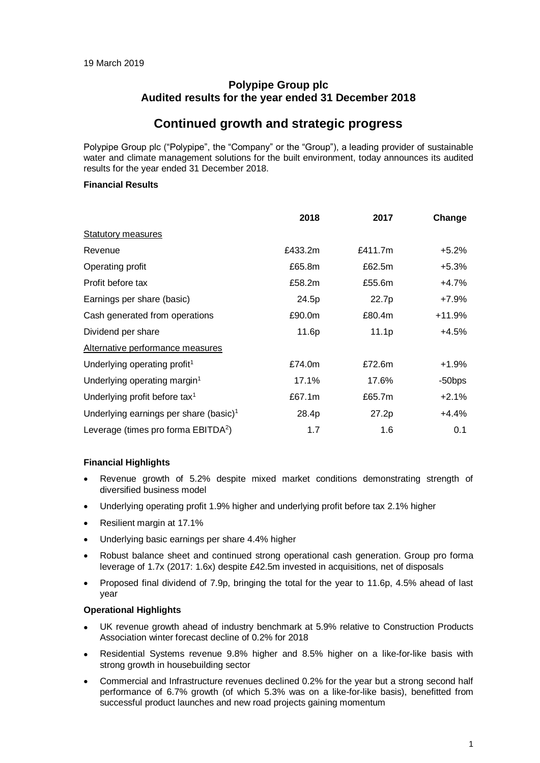19 March 2019

## Polypipe Group plc
## Audited results for the year ended 31 December 2018

# Continued growth and strategic progress

Polypipe Group plc ("Polypipe", the "Company" or the "Group"), a leading provider of sustainable water and climate management solutions for the built environment, today announces its audited results for the year ended 31 December 2018.

**Financial Results**

| | 2018 | 2017 | Change |
|---|---|---|---|
| Statutory measures | | | |
| Revenue | £433.2m | £411.7m | +5.2% |
| Operating profit | £65.8m | £62.5m | +5.3% |
| Profit before tax | £58.2m | £55.6m | +4.7% |
| Earnings per share (basic) | 24.5p | 22.7p | +7.9% |
| Cash generated from operations | £90.0m | £80.4m | +11.9% |
| Dividend per share | 11.6p | 11.1p | +4.5% |
| Alternative performance measures | | | |
| Underlying operating profit[1] | £74.0m | £72.6m | +1.9% |
| Underlying operating margin[1] | 17.1% | 17.6% | -50bps |
| Underlying profit before tax[1] | £67.1m | £65.7m | +2.1% |
| Underlying earnings per share (basic)[1] | 28.4p | 27.2p | +4.4% |
| Leverage (times pro forma EBITDA[2]) | 1.7 | 1.6 | 0.1 |

**Financial Highlights**

- Revenue growth of 5.2% despite mixed market conditions demonstrating strength of diversified business model
- Underlying operating profit 1.9% higher and underlying profit before tax 2.1% higher
- Resilient margin at 17.1%
- Underlying basic earnings per share 4.4% higher
- Robust balance sheet and continued strong operational cash generation. Group pro forma leverage of 1.7x (2017: 1.6x) despite £42.5m invested in acquisitions, net of disposals
- Proposed final dividend of 7.9p, bringing the total for the year to 11.6p, 4.5% ahead of last year

**Operational Highlights**

- UK revenue growth ahead of industry benchmark at 5.9% relative to Construction Products Association winter forecast decline of 0.2% for 2018
- Residential Systems revenue 9.8% higher and 8.5% higher on a like-for-like basis with strong growth in housebuilding sector
- Commercial and Infrastructure revenues declined 0.2% for the year but a strong second half performance of 6.7% growth (of which 5.3% was on a like-for-like basis), benefitted from successful product launches and new road projects gaining momentum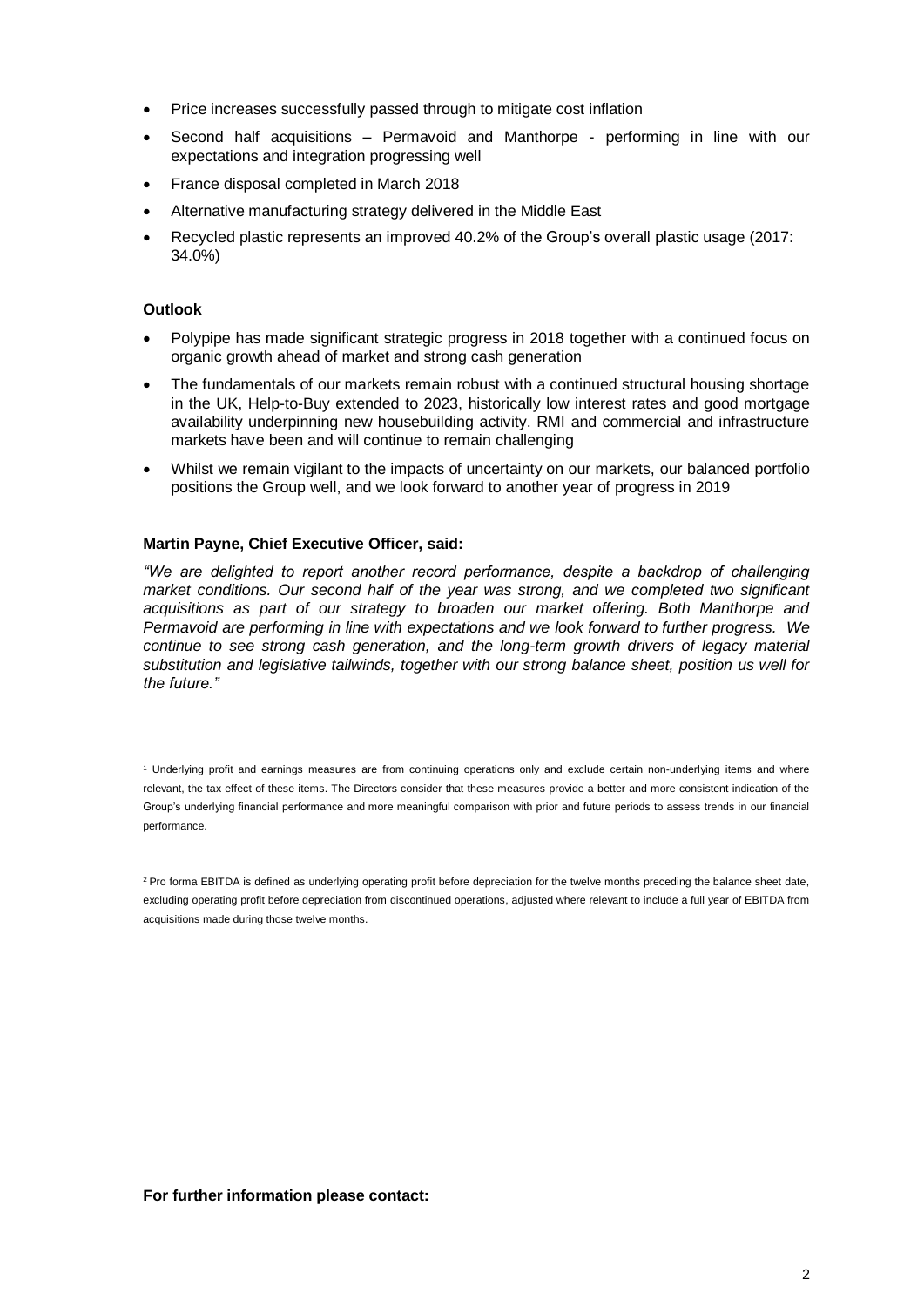- Price increases successfully passed through to mitigate cost inflation
- Second half acquisitions – Permavoid and Manthorpe - performing in line with our expectations and integration progressing well
- France disposal completed in March 2018
- Alternative manufacturing strategy delivered in the Middle East
- Recycled plastic represents an improved 40.2% of the Group's overall plastic usage (2017: 34.0%)

**Outlook**

- Polypipe has made significant strategic progress in 2018 together with a continued focus on organic growth ahead of market and strong cash generation
- The fundamentals of our markets remain robust with a continued structural housing shortage in the UK, Help-to-Buy extended to 2023, historically low interest rates and good mortgage availability underpinning new housebuilding activity. RMI and commercial and infrastructure markets have been and will continue to remain challenging
- Whilst we remain vigilant to the impacts of uncertainty on our markets, our balanced portfolio positions the Group well, and we look forward to another year of progress in 2019

**Martin Payne, Chief Executive Officer, said:**

*"We are delighted to report another record performance, despite a backdrop of challenging market conditions. Our second half of the year was strong, and we completed two significant acquisitions as part of our strategy to broaden our market offering. Both Manthorpe and Permavoid are performing in line with expectations and we look forward to further progress. We continue to see strong cash generation, and the long-term growth drivers of legacy material substitution and legislative tailwinds, together with our strong balance sheet, position us well for the future."*

[1] Underlying profit and earnings measures are from continuing operations only and exclude certain non-underlying items and where relevant, the tax effect of these items. The Directors consider that these measures provide a better and more consistent indication of the Group's underlying financial performance and more meaningful comparison with prior and future periods to assess trends in our financial performance.

[2] Pro forma EBITDA is defined as underlying operating profit before depreciation for the twelve months preceding the balance sheet date, excluding operating profit before depreciation from discontinued operations, adjusted where relevant to include a full year of EBITDA from acquisitions made during those twelve months.

**For further information please contact:**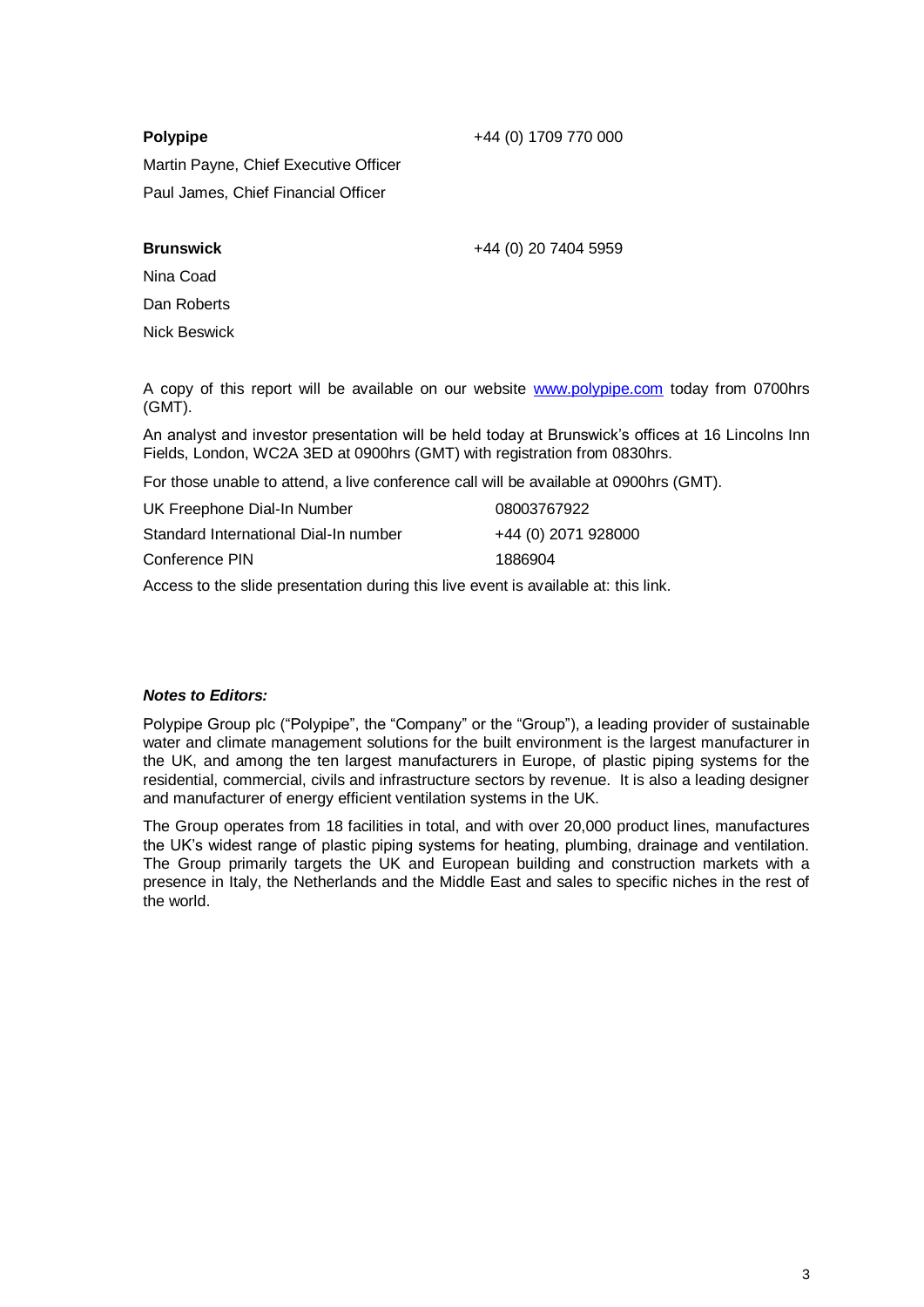| | |
|---|---|
| **Polypipe** | +44 (0) 1709 770 000 |
| Martin Payne, Chief Executive Officer | |
| Paul James, Chief Financial Officer | |
| | |
| **Brunswick** | +44 (0) 20 7404 5959 |
| Nina Coad | |
| Dan Roberts | |
| Nick Beswick | |

A copy of this report will be available on our website [www.polypipe.com](http://www.polypipe.com) today from 0700hrs (GMT).

An analyst and investor presentation will be held today at Brunswick's offices at 16 Lincolns Inn Fields, London, WC2A 3ED at 0900hrs (GMT) with registration from 0830hrs.

For those unable to attend, a live conference call will be available at 0900hrs (GMT).

| | |
|---|---|
| UK Freephone Dial-In Number | 08003767922 |
| Standard International Dial-In number | +44 (0) 2071 928000 |
| Conference PIN | 1886904 |

Access to the slide presentation during this live event is available at: this link.

***Notes to Editors:***

Polypipe Group plc ("Polypipe", the "Company" or the "Group"), a leading provider of sustainable water and climate management solutions for the built environment is the largest manufacturer in the UK, and among the ten largest manufacturers in Europe, of plastic piping systems for the residential, commercial, civils and infrastructure sectors by revenue. It is also a leading designer and manufacturer of energy efficient ventilation systems in the UK.

The Group operates from 18 facilities in total, and with over 20,000 product lines, manufactures the UK's widest range of plastic piping systems for heating, plumbing, drainage and ventilation. The Group primarily targets the UK and European building and construction markets with a presence in Italy, the Netherlands and the Middle East and sales to specific niches in the rest of the world.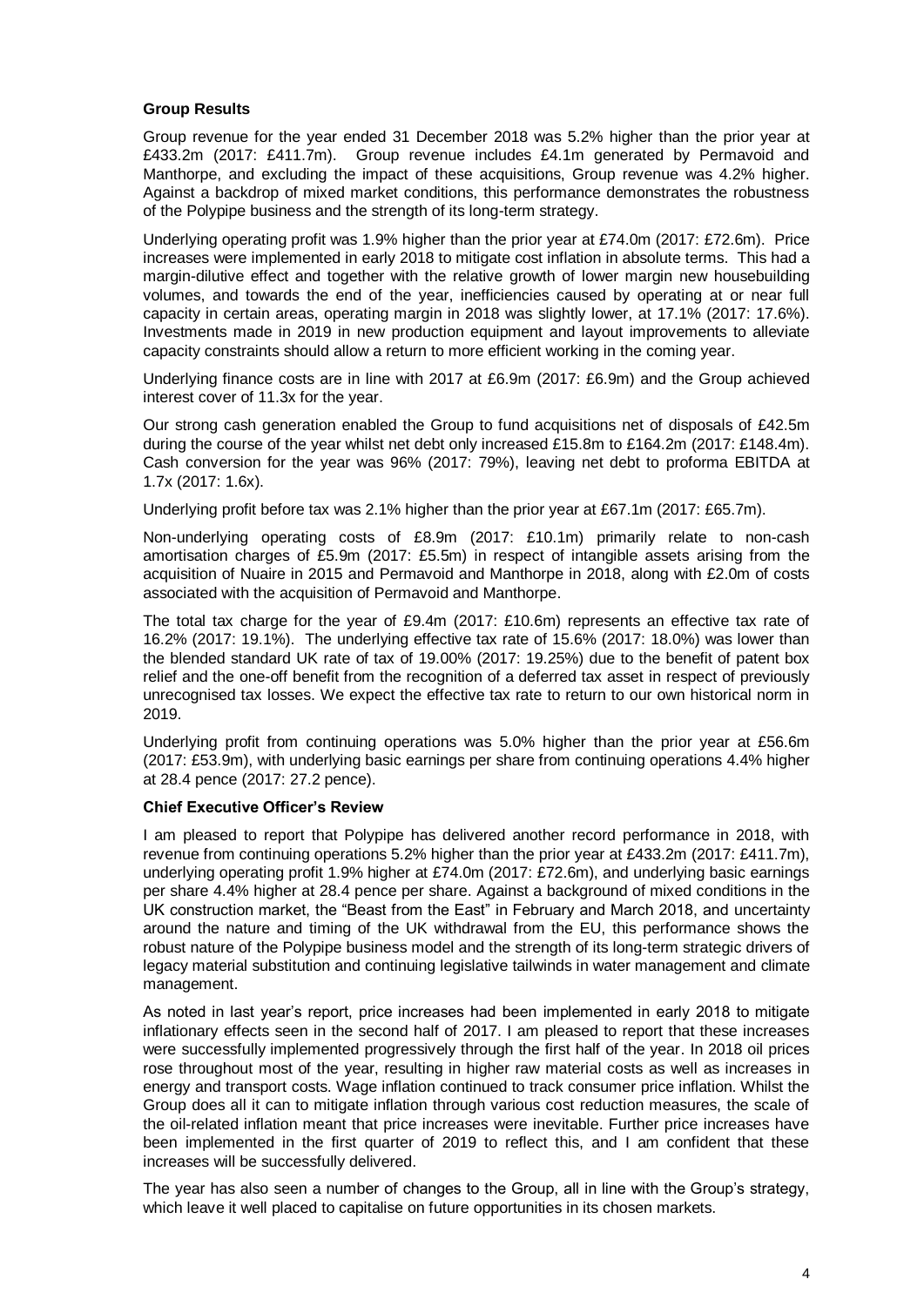**Group Results**

Group revenue for the year ended 31 December 2018 was 5.2% higher than the prior year at £433.2m (2017: £411.7m). Group revenue includes £4.1m generated by Permavoid and Manthorpe, and excluding the impact of these acquisitions, Group revenue was 4.2% higher. Against a backdrop of mixed market conditions, this performance demonstrates the robustness of the Polypipe business and the strength of its long-term strategy.

Underlying operating profit was 1.9% higher than the prior year at £74.0m (2017: £72.6m). Price increases were implemented in early 2018 to mitigate cost inflation in absolute terms. This had a margin-dilutive effect and together with the relative growth of lower margin new housebuilding volumes, and towards the end of the year, inefficiencies caused by operating at or near full capacity in certain areas, operating margin in 2018 was slightly lower, at 17.1% (2017: 17.6%). Investments made in 2019 in new production equipment and layout improvements to alleviate capacity constraints should allow a return to more efficient working in the coming year.

Underlying finance costs are in line with 2017 at £6.9m (2017: £6.9m) and the Group achieved interest cover of 11.3x for the year.

Our strong cash generation enabled the Group to fund acquisitions net of disposals of £42.5m during the course of the year whilst net debt only increased £15.8m to £164.2m (2017: £148.4m). Cash conversion for the year was 96% (2017: 79%), leaving net debt to proforma EBITDA at 1.7x (2017: 1.6x).

Underlying profit before tax was 2.1% higher than the prior year at £67.1m (2017: £65.7m).

Non-underlying operating costs of £8.9m (2017: £10.1m) primarily relate to non-cash amortisation charges of £5.9m (2017: £5.5m) in respect of intangible assets arising from the acquisition of Nuaire in 2015 and Permavoid and Manthorpe in 2018, along with £2.0m of costs associated with the acquisition of Permavoid and Manthorpe.

The total tax charge for the year of £9.4m (2017: £10.6m) represents an effective tax rate of 16.2% (2017: 19.1%). The underlying effective tax rate of 15.6% (2017: 18.0%) was lower than the blended standard UK rate of tax of 19.00% (2017: 19.25%) due to the benefit of patent box relief and the one-off benefit from the recognition of a deferred tax asset in respect of previously unrecognised tax losses. We expect the effective tax rate to return to our own historical norm in 2019.

Underlying profit from continuing operations was 5.0% higher than the prior year at £56.6m (2017: £53.9m), with underlying basic earnings per share from continuing operations 4.4% higher at 28.4 pence (2017: 27.2 pence).

**Chief Executive Officer's Review**

I am pleased to report that Polypipe has delivered another record performance in 2018, with revenue from continuing operations 5.2% higher than the prior year at £433.2m (2017: £411.7m), underlying operating profit 1.9% higher at £74.0m (2017: £72.6m), and underlying basic earnings per share 4.4% higher at 28.4 pence per share. Against a background of mixed conditions in the UK construction market, the "Beast from the East" in February and March 2018, and uncertainty around the nature and timing of the UK withdrawal from the EU, this performance shows the robust nature of the Polypipe business model and the strength of its long-term strategic drivers of legacy material substitution and continuing legislative tailwinds in water management and climate management.

As noted in last year's report, price increases had been implemented in early 2018 to mitigate inflationary effects seen in the second half of 2017. I am pleased to report that these increases were successfully implemented progressively through the first half of the year. In 2018 oil prices rose throughout most of the year, resulting in higher raw material costs as well as increases in energy and transport costs. Wage inflation continued to track consumer price inflation. Whilst the Group does all it can to mitigate inflation through various cost reduction measures, the scale of the oil-related inflation meant that price increases were inevitable. Further price increases have been implemented in the first quarter of 2019 to reflect this, and I am confident that these increases will be successfully delivered.

The year has also seen a number of changes to the Group, all in line with the Group's strategy, which leave it well placed to capitalise on future opportunities in its chosen markets.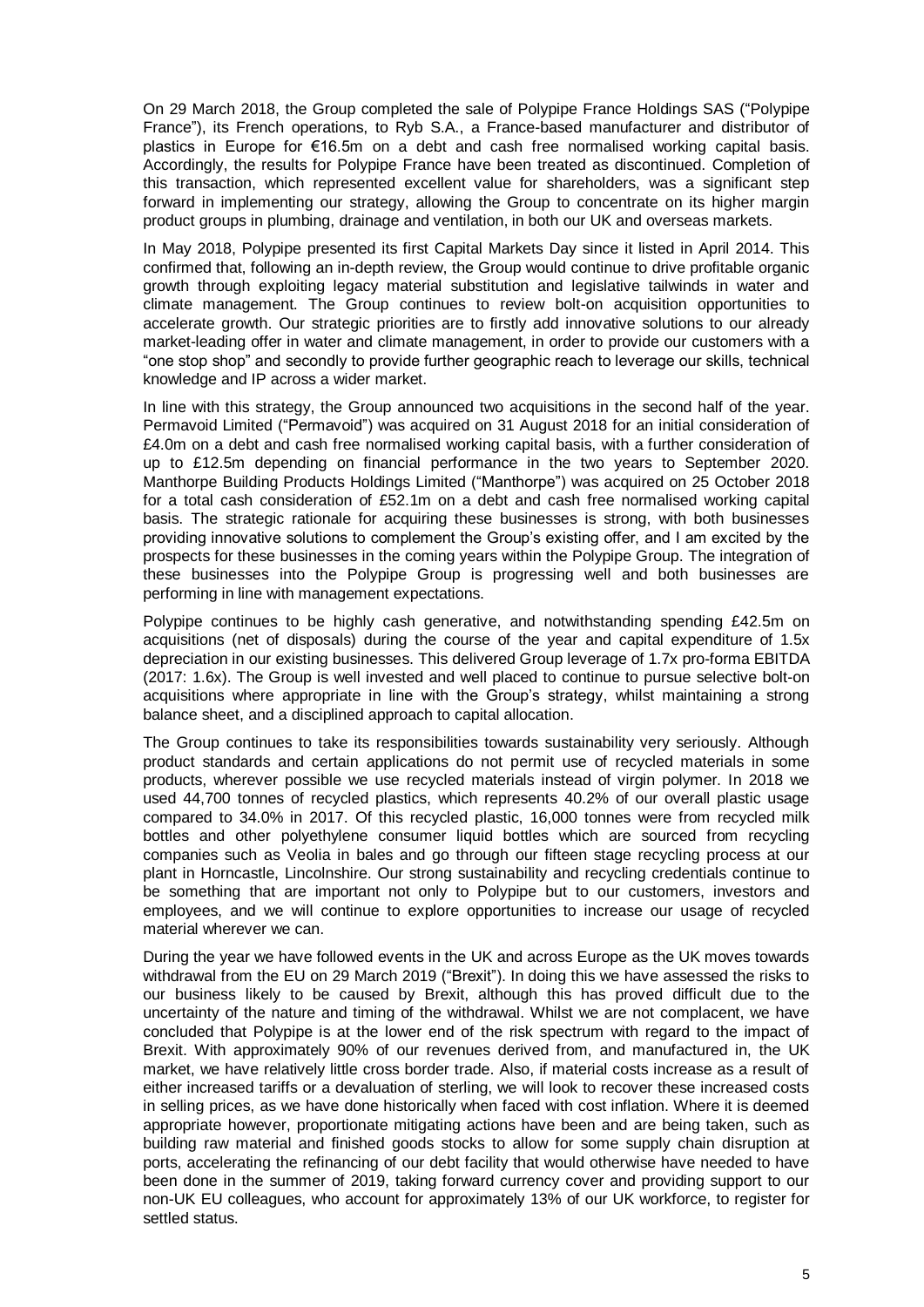On 29 March 2018, the Group completed the sale of Polypipe France Holdings SAS ("Polypipe France"), its French operations, to Ryb S.A., a France-based manufacturer and distributor of plastics in Europe for €16.5m on a debt and cash free normalised working capital basis. Accordingly, the results for Polypipe France have been treated as discontinued. Completion of this transaction, which represented excellent value for shareholders, was a significant step forward in implementing our strategy, allowing the Group to concentrate on its higher margin product groups in plumbing, drainage and ventilation, in both our UK and overseas markets.

In May 2018, Polypipe presented its first Capital Markets Day since it listed in April 2014. This confirmed that, following an in-depth review, the Group would continue to drive profitable organic growth through exploiting legacy material substitution and legislative tailwinds in water and climate management. The Group continues to review bolt-on acquisition opportunities to accelerate growth. Our strategic priorities are to firstly add innovative solutions to our already market-leading offer in water and climate management, in order to provide our customers with a "one stop shop" and secondly to provide further geographic reach to leverage our skills, technical knowledge and IP across a wider market.

In line with this strategy, the Group announced two acquisitions in the second half of the year. Permavoid Limited ("Permavoid") was acquired on 31 August 2018 for an initial consideration of £4.0m on a debt and cash free normalised working capital basis, with a further consideration of up to £12.5m depending on financial performance in the two years to September 2020. Manthorpe Building Products Holdings Limited ("Manthorpe") was acquired on 25 October 2018 for a total cash consideration of £52.1m on a debt and cash free normalised working capital basis. The strategic rationale for acquiring these businesses is strong, with both businesses providing innovative solutions to complement the Group's existing offer, and I am excited by the prospects for these businesses in the coming years within the Polypipe Group. The integration of these businesses into the Polypipe Group is progressing well and both businesses are performing in line with management expectations.

Polypipe continues to be highly cash generative, and notwithstanding spending £42.5m on acquisitions (net of disposals) during the course of the year and capital expenditure of 1.5x depreciation in our existing businesses. This delivered Group leverage of 1.7x pro-forma EBITDA (2017: 1.6x). The Group is well invested and well placed to continue to pursue selective bolt-on acquisitions where appropriate in line with the Group's strategy, whilst maintaining a strong balance sheet, and a disciplined approach to capital allocation.

The Group continues to take its responsibilities towards sustainability very seriously. Although product standards and certain applications do not permit use of recycled materials in some products, wherever possible we use recycled materials instead of virgin polymer. In 2018 we used 44,700 tonnes of recycled plastics, which represents 40.2% of our overall plastic usage compared to 34.0% in 2017. Of this recycled plastic, 16,000 tonnes were from recycled milk bottles and other polyethylene consumer liquid bottles which are sourced from recycling companies such as Veolia in bales and go through our fifteen stage recycling process at our plant in Horncastle, Lincolnshire. Our strong sustainability and recycling credentials continue to be something that are important not only to Polypipe but to our customers, investors and employees, and we will continue to explore opportunities to increase our usage of recycled material wherever we can.

During the year we have followed events in the UK and across Europe as the UK moves towards withdrawal from the EU on 29 March 2019 ("Brexit"). In doing this we have assessed the risks to our business likely to be caused by Brexit, although this has proved difficult due to the uncertainty of the nature and timing of the withdrawal. Whilst we are not complacent, we have concluded that Polypipe is at the lower end of the risk spectrum with regard to the impact of Brexit. With approximately 90% of our revenues derived from, and manufactured in, the UK market, we have relatively little cross border trade. Also, if material costs increase as a result of either increased tariffs or a devaluation of sterling, we will look to recover these increased costs in selling prices, as we have done historically when faced with cost inflation. Where it is deemed appropriate however, proportionate mitigating actions have been and are being taken, such as building raw material and finished goods stocks to allow for some supply chain disruption at ports, accelerating the refinancing of our debt facility that would otherwise have needed to have been done in the summer of 2019, taking forward currency cover and providing support to our non-UK EU colleagues, who account for approximately 13% of our UK workforce, to register for settled status.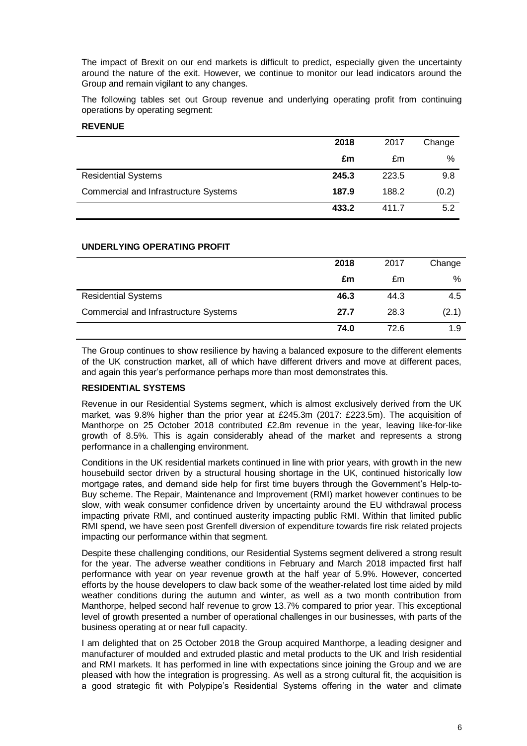The impact of Brexit on our end markets is difficult to predict, especially given the uncertainty around the nature of the exit. However, we continue to monitor our lead indicators around the Group and remain vigilant to any changes.

The following tables set out Group revenue and underlying operating profit from continuing operations by operating segment:

**REVENUE**

| | **2018** | 2017 | Change |
|---|---|---|---|
| | **£m** | £m | % |
| Residential Systems | **245.3** | 223.5 | 9.8 |
| Commercial and Infrastructure Systems | **187.9** | 188.2 | (0.2) |
| | **433.2** | 411.7 | 5.2 |

**UNDERLYING OPERATING PROFIT**

| | **2018** | 2017 | Change |
|---|---|---|---|
| | **£m** | £m | % |
| Residential Systems | **46.3** | 44.3 | 4.5 |
| Commercial and Infrastructure Systems | **27.7** | 28.3 | (2.1) |
| | **74.0** | 72.6 | 1.9 |

The Group continues to show resilience by having a balanced exposure to the different elements of the UK construction market, all of which have different drivers and move at different paces, and again this year's performance perhaps more than most demonstrates this.

**RESIDENTIAL SYSTEMS**

Revenue in our Residential Systems segment, which is almost exclusively derived from the UK market, was 9.8% higher than the prior year at £245.3m (2017: £223.5m). The acquisition of Manthorpe on 25 October 2018 contributed £2.8m revenue in the year, leaving like-for-like growth of 8.5%. This is again considerably ahead of the market and represents a strong performance in a challenging environment.

Conditions in the UK residential markets continued in line with prior years, with growth in the new housebuild sector driven by a structural housing shortage in the UK, continued historically low mortgage rates, and demand side help for first time buyers through the Government's Help-to-Buy scheme. The Repair, Maintenance and Improvement (RMI) market however continues to be slow, with weak consumer confidence driven by uncertainty around the EU withdrawal process impacting private RMI, and continued austerity impacting public RMI. Within that limited public RMI spend, we have seen post Grenfell diversion of expenditure towards fire risk related projects impacting our performance within that segment.

Despite these challenging conditions, our Residential Systems segment delivered a strong result for the year. The adverse weather conditions in February and March 2018 impacted first half performance with year on year revenue growth at the half year of 5.9%. However, concerted efforts by the house developers to claw back some of the weather-related lost time aided by mild weather conditions during the autumn and winter, as well as a two month contribution from Manthorpe, helped second half revenue to grow 13.7% compared to prior year. This exceptional level of growth presented a number of operational challenges in our businesses, with parts of the business operating at or near full capacity.

I am delighted that on 25 October 2018 the Group acquired Manthorpe, a leading designer and manufacturer of moulded and extruded plastic and metal products to the UK and Irish residential and RMI markets. It has performed in line with expectations since joining the Group and we are pleased with how the integration is progressing. As well as a strong cultural fit, the acquisition is a good strategic fit with Polypipe's Residential Systems offering in the water and climate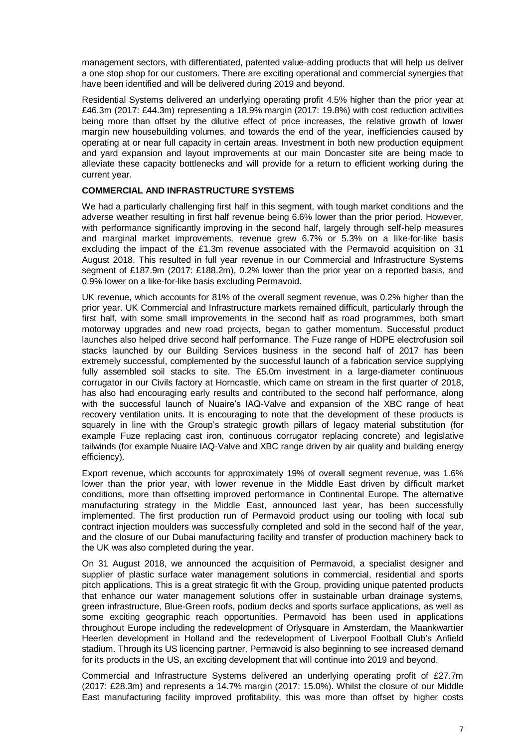management sectors, with differentiated, patented value-adding products that will help us deliver a one stop shop for our customers. There are exciting operational and commercial synergies that have been identified and will be delivered during 2019 and beyond.

Residential Systems delivered an underlying operating profit 4.5% higher than the prior year at £46.3m (2017: £44.3m) representing a 18.9% margin (2017: 19.8%) with cost reduction activities being more than offset by the dilutive effect of price increases, the relative growth of lower margin new housebuilding volumes, and towards the end of the year, inefficiencies caused by operating at or near full capacity in certain areas. Investment in both new production equipment and yard expansion and layout improvements at our main Doncaster site are being made to alleviate these capacity bottlenecks and will provide for a return to efficient working during the current year.

**COMMERCIAL AND INFRASTRUCTURE SYSTEMS**

We had a particularly challenging first half in this segment, with tough market conditions and the adverse weather resulting in first half revenue being 6.6% lower than the prior period. However, with performance significantly improving in the second half, largely through self-help measures and marginal market improvements, revenue grew 6.7% or 5.3% on a like-for-like basis excluding the impact of the £1.3m revenue associated with the Permavoid acquisition on 31 August 2018. This resulted in full year revenue in our Commercial and Infrastructure Systems segment of £187.9m (2017: £188.2m), 0.2% lower than the prior year on a reported basis, and 0.9% lower on a like-for-like basis excluding Permavoid.

UK revenue, which accounts for 81% of the overall segment revenue, was 0.2% higher than the prior year. UK Commercial and Infrastructure markets remained difficult, particularly through the first half, with some small improvements in the second half as road programmes, both smart motorway upgrades and new road projects, began to gather momentum. Successful product launches also helped drive second half performance. The Fuze range of HDPE electrofusion soil stacks launched by our Building Services business in the second half of 2017 has been extremely successful, complemented by the successful launch of a fabrication service supplying fully assembled soil stacks to site. The £5.0m investment in a large-diameter continuous corrugator in our Civils factory at Horncastle, which came on stream in the first quarter of 2018, has also had encouraging early results and contributed to the second half performance, along with the successful launch of Nuaire's IAQ-Valve and expansion of the XBC range of heat recovery ventilation units. It is encouraging to note that the development of these products is squarely in line with the Group's strategic growth pillars of legacy material substitution (for example Fuze replacing cast iron, continuous corrugator replacing concrete) and legislative tailwinds (for example Nuaire IAQ-Valve and XBC range driven by air quality and building energy efficiency).

Export revenue, which accounts for approximately 19% of overall segment revenue, was 1.6% lower than the prior year, with lower revenue in the Middle East driven by difficult market conditions, more than offsetting improved performance in Continental Europe. The alternative manufacturing strategy in the Middle East, announced last year, has been successfully implemented. The first production run of Permavoid product using our tooling with local sub contract injection moulders was successfully completed and sold in the second half of the year, and the closure of our Dubai manufacturing facility and transfer of production machinery back to the UK was also completed during the year.

On 31 August 2018, we announced the acquisition of Permavoid, a specialist designer and supplier of plastic surface water management solutions in commercial, residential and sports pitch applications. This is a great strategic fit with the Group, providing unique patented products that enhance our water management solutions offer in sustainable urban drainage systems, green infrastructure, Blue-Green roofs, podium decks and sports surface applications, as well as some exciting geographic reach opportunities. Permavoid has been used in applications throughout Europe including the redevelopment of Orlysquare in Amsterdam, the Maankwartier Heerlen development in Holland and the redevelopment of Liverpool Football Club's Anfield stadium. Through its US licencing partner, Permavoid is also beginning to see increased demand for its products in the US, an exciting development that will continue into 2019 and beyond.

Commercial and Infrastructure Systems delivered an underlying operating profit of £27.7m (2017: £28.3m) and represents a 14.7% margin (2017: 15.0%). Whilst the closure of our Middle East manufacturing facility improved profitability, this was more than offset by higher costs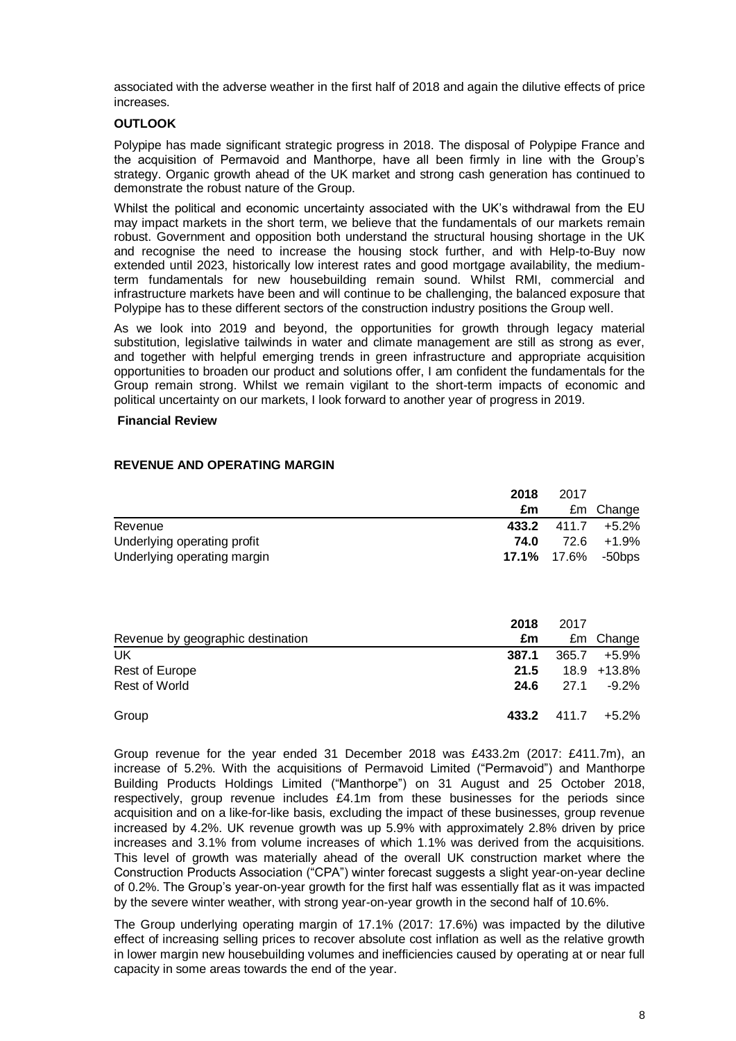associated with the adverse weather in the first half of 2018 and again the dilutive effects of price increases.

## OUTLOOK

Polypipe has made significant strategic progress in 2018. The disposal of Polypipe France and the acquisition of Permavoid and Manthorpe, have all been firmly in line with the Group's strategy. Organic growth ahead of the UK market and strong cash generation has continued to demonstrate the robust nature of the Group.

Whilst the political and economic uncertainty associated with the UK's withdrawal from the EU may impact markets in the short term, we believe that the fundamentals of our markets remain robust. Government and opposition both understand the structural housing shortage in the UK and recognise the need to increase the housing stock further, and with Help-to-Buy now extended until 2023, historically low interest rates and good mortgage availability, the medium-term fundamentals for new housebuilding remain sound. Whilst RMI, commercial and infrastructure markets have been and will continue to be challenging, the balanced exposure that Polypipe has to these different sectors of the construction industry positions the Group well.

As we look into 2019 and beyond, the opportunities for growth through legacy material substitution, legislative tailwinds in water and climate management are still as strong as ever, and together with helpful emerging trends in green infrastructure and appropriate acquisition opportunities to broaden our product and solutions offer, I am confident the fundamentals for the Group remain strong. Whilst we remain vigilant to the short-term impacts of economic and political uncertainty on our markets, I look forward to another year of progress in 2019.

# Financial Review

## REVENUE AND OPERATING MARGIN

| | **2018 £m** | 2017 £m | Change |
|---|---|---|---|
| Revenue | **433.2** | 411.7 | +5.2% |
| Underlying operating profit | **74.0** | 72.6 | +1.9% |
| Underlying operating margin | **17.1%** | 17.6% | -50bps |

| Revenue by geographic destination | **2018 £m** | 2017 £m | Change |
|---|---|---|---|
| UK | **387.1** | 365.7 | +5.9% |
| Rest of Europe | **21.5** | 18.9 | +13.8% |
| Rest of World | **24.6** | 27.1 | -9.2% |
| Group | **433.2** | 411.7 | +5.2% |

Group revenue for the year ended 31 December 2018 was £433.2m (2017: £411.7m), an increase of 5.2%. With the acquisitions of Permavoid Limited ("Permavoid") and Manthorpe Building Products Holdings Limited ("Manthorpe") on 31 August and 25 October 2018, respectively, group revenue includes £4.1m from these businesses for the periods since acquisition and on a like-for-like basis, excluding the impact of these businesses, group revenue increased by 4.2%. UK revenue growth was up 5.9% with approximately 2.8% driven by price increases and 3.1% from volume increases of which 1.1% was derived from the acquisitions. This level of growth was materially ahead of the overall UK construction market where the Construction Products Association ("CPA") winter forecast suggests a slight year-on-year decline of 0.2%. The Group's year-on-year growth for the first half was essentially flat as it was impacted by the severe winter weather, with strong year-on-year growth in the second half of 10.6%.

The Group underlying operating margin of 17.1% (2017: 17.6%) was impacted by the dilutive effect of increasing selling prices to recover absolute cost inflation as well as the relative growth in lower margin new housebuilding volumes and inefficiencies caused by operating at or near full capacity in some areas towards the end of the year.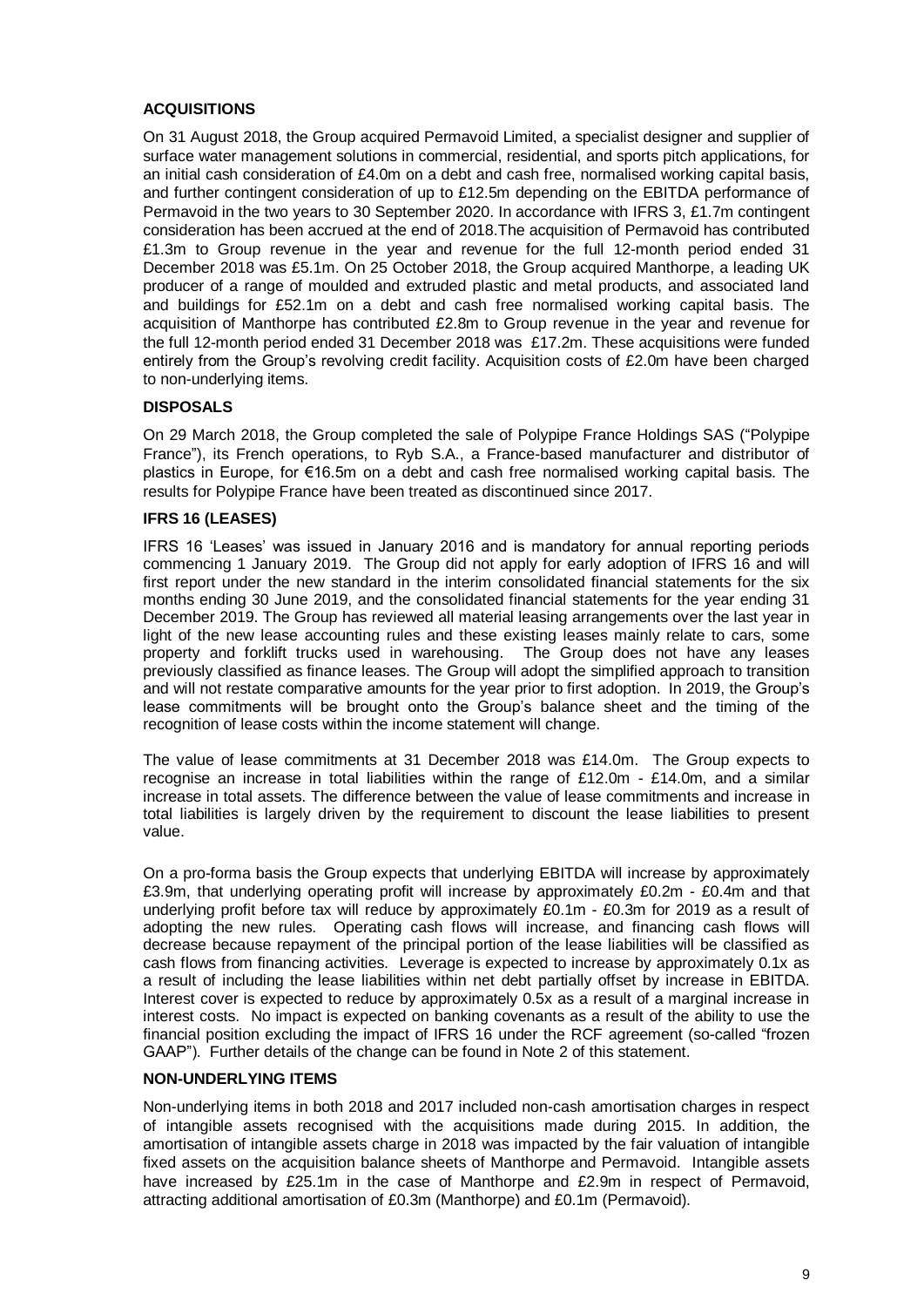## ACQUISITIONS

On 31 August 2018, the Group acquired Permavoid Limited, a specialist designer and supplier of surface water management solutions in commercial, residential, and sports pitch applications, for an initial cash consideration of £4.0m on a debt and cash free, normalised working capital basis, and further contingent consideration of up to £12.5m depending on the EBITDA performance of Permavoid in the two years to 30 September 2020. In accordance with IFRS 3, £1.7m contingent consideration has been accrued at the end of 2018.The acquisition of Permavoid has contributed £1.3m to Group revenue in the year and revenue for the full 12-month period ended 31 December 2018 was £5.1m. On 25 October 2018, the Group acquired Manthorpe, a leading UK producer of a range of moulded and extruded plastic and metal products, and associated land and buildings for £52.1m on a debt and cash free normalised working capital basis. The acquisition of Manthorpe has contributed £2.8m to Group revenue in the year and revenue for the full 12-month period ended 31 December 2018 was £17.2m. These acquisitions were funded entirely from the Group's revolving credit facility. Acquisition costs of £2.0m have been charged to non-underlying items.

## DISPOSALS

On 29 March 2018, the Group completed the sale of Polypipe France Holdings SAS ("Polypipe France"), its French operations, to Ryb S.A., a France-based manufacturer and distributor of plastics in Europe, for €16.5m on a debt and cash free normalised working capital basis. The results for Polypipe France have been treated as discontinued since 2017.

## IFRS 16 (LEASES)

IFRS 16 'Leases' was issued in January 2016 and is mandatory for annual reporting periods commencing 1 January 2019. The Group did not apply for early adoption of IFRS 16 and will first report under the new standard in the interim consolidated financial statements for the six months ending 30 June 2019, and the consolidated financial statements for the year ending 31 December 2019. The Group has reviewed all material leasing arrangements over the last year in light of the new lease accounting rules and these existing leases mainly relate to cars, some property and forklift trucks used in warehousing. The Group does not have any leases previously classified as finance leases. The Group will adopt the simplified approach to transition and will not restate comparative amounts for the year prior to first adoption. In 2019, the Group's lease commitments will be brought onto the Group's balance sheet and the timing of the recognition of lease costs within the income statement will change.

The value of lease commitments at 31 December 2018 was £14.0m. The Group expects to recognise an increase in total liabilities within the range of £12.0m - £14.0m, and a similar increase in total assets. The difference between the value of lease commitments and increase in total liabilities is largely driven by the requirement to discount the lease liabilities to present value.

On a pro-forma basis the Group expects that underlying EBITDA will increase by approximately £3.9m, that underlying operating profit will increase by approximately £0.2m - £0.4m and that underlying profit before tax will reduce by approximately £0.1m - £0.3m for 2019 as a result of adopting the new rules. Operating cash flows will increase, and financing cash flows will decrease because repayment of the principal portion of the lease liabilities will be classified as cash flows from financing activities. Leverage is expected to increase by approximately 0.1x as a result of including the lease liabilities within net debt partially offset by increase in EBITDA. Interest cover is expected to reduce by approximately 0.5x as a result of a marginal increase in interest costs. No impact is expected on banking covenants as a result of the ability to use the financial position excluding the impact of IFRS 16 under the RCF agreement (so-called "frozen GAAP"). Further details of the change can be found in Note 2 of this statement.

## NON-UNDERLYING ITEMS

Non-underlying items in both 2018 and 2017 included non-cash amortisation charges in respect of intangible assets recognised with the acquisitions made during 2015. In addition, the amortisation of intangible assets charge in 2018 was impacted by the fair valuation of intangible fixed assets on the acquisition balance sheets of Manthorpe and Permavoid. Intangible assets have increased by £25.1m in the case of Manthorpe and £2.9m in respect of Permavoid, attracting additional amortisation of £0.3m (Manthorpe) and £0.1m (Permavoid).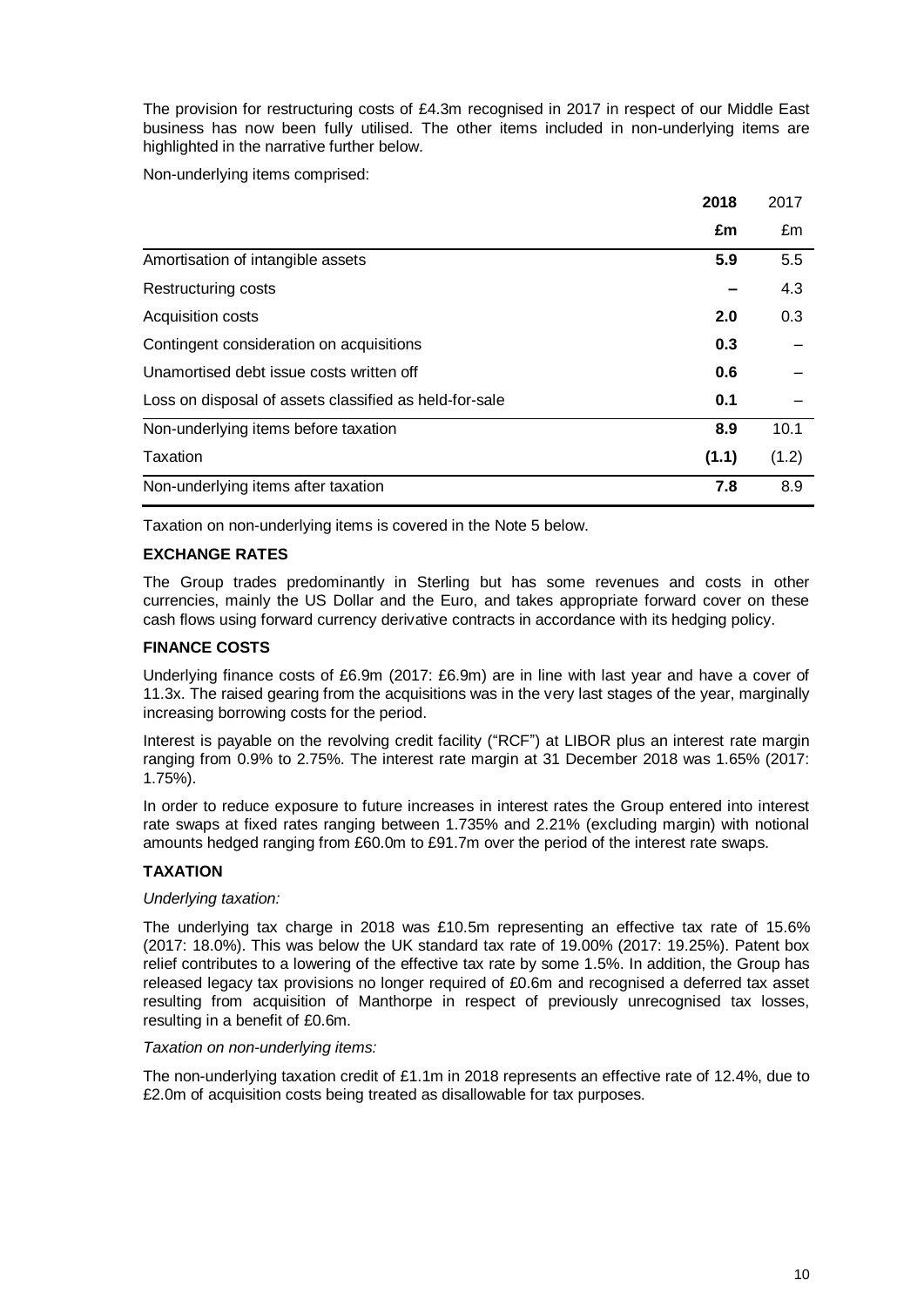The provision for restructuring costs of £4.3m recognised in 2017 in respect of our Middle East business has now been fully utilised. The other items included in non-underlying items are highlighted in the narrative further below.

Non-underlying items comprised:

| | **2018** | 2017 |
|---|---|---|
| | **£m** | £m |
| Amortisation of intangible assets | **5.9** | 5.5 |
| Restructuring costs | **–** | 4.3 |
| Acquisition costs | **2.0** | 0.3 |
| Contingent consideration on acquisitions | **0.3** | – |
| Unamortised debt issue costs written off | **0.6** | – |
| Loss on disposal of assets classified as held-for-sale | **0.1** | – |
| Non-underlying items before taxation | **8.9** | 10.1 |
| Taxation | **(1.1)** | (1.2) |
| Non-underlying items after taxation | **7.8** | 8.9 |

Taxation on non-underlying items is covered in the Note 5 below.

### EXCHANGE RATES

The Group trades predominantly in Sterling but has some revenues and costs in other currencies, mainly the US Dollar and the Euro, and takes appropriate forward cover on these cash flows using forward currency derivative contracts in accordance with its hedging policy.

### FINANCE COSTS

Underlying finance costs of £6.9m (2017: £6.9m) are in line with last year and have a cover of 11.3x. The raised gearing from the acquisitions was in the very last stages of the year, marginally increasing borrowing costs for the period.

Interest is payable on the revolving credit facility ("RCF") at LIBOR plus an interest rate margin ranging from 0.9% to 2.75%. The interest rate margin at 31 December 2018 was 1.65% (2017: 1.75%).

In order to reduce exposure to future increases in interest rates the Group entered into interest rate swaps at fixed rates ranging between 1.735% and 2.21% (excluding margin) with notional amounts hedged ranging from £60.0m to £91.7m over the period of the interest rate swaps.

### TAXATION

*Underlying taxation:*

The underlying tax charge in 2018 was £10.5m representing an effective tax rate of 15.6% (2017: 18.0%). This was below the UK standard tax rate of 19.00% (2017: 19.25%). Patent box relief contributes to a lowering of the effective tax rate by some 1.5%. In addition, the Group has released legacy tax provisions no longer required of £0.6m and recognised a deferred tax asset resulting from acquisition of Manthorpe in respect of previously unrecognised tax losses, resulting in a benefit of £0.6m.

*Taxation on non-underlying items:*

The non-underlying taxation credit of £1.1m in 2018 represents an effective rate of 12.4%, due to £2.0m of acquisition costs being treated as disallowable for tax purposes.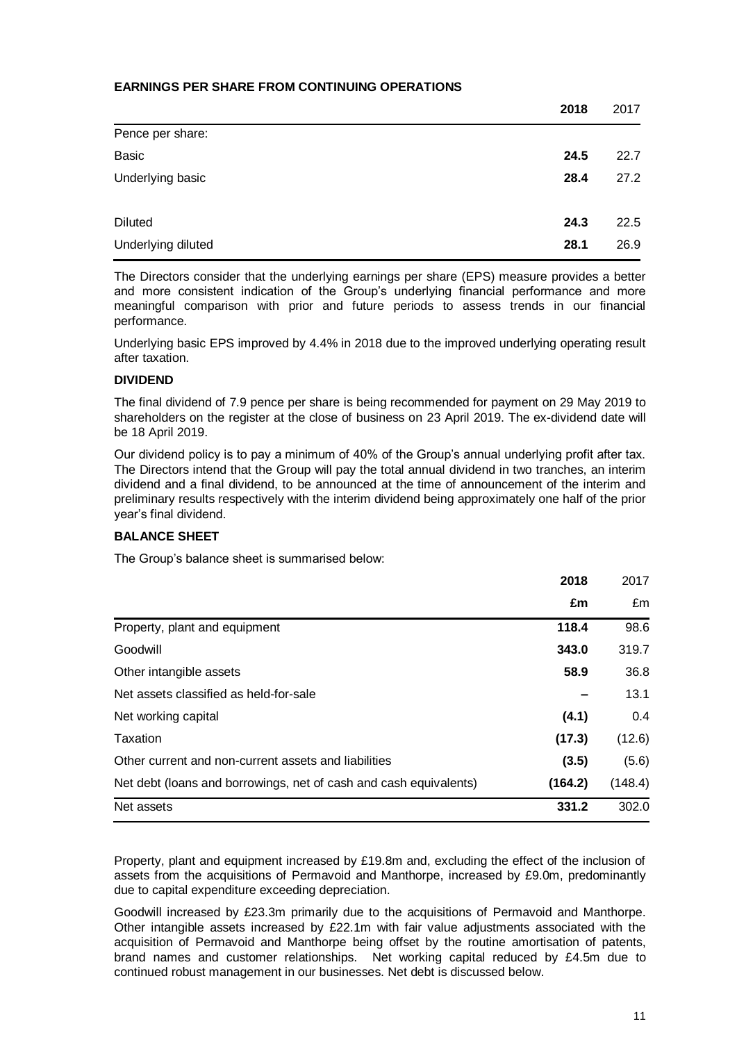## EARNINGS PER SHARE FROM CONTINUING OPERATIONS

| | **2018** | 2017 |
|---|---|---|
| Pence per share: | | |
| Basic | **24.5** | 22.7 |
| Underlying basic | **28.4** | 27.2 |
| Diluted | **24.3** | 22.5 |
| Underlying diluted | **28.1** | 26.9 |

The Directors consider that the underlying earnings per share (EPS) measure provides a better and more consistent indication of the Group's underlying financial performance and more meaningful comparison with prior and future periods to assess trends in our financial performance.

Underlying basic EPS improved by 4.4% in 2018 due to the improved underlying operating result after taxation.

## DIVIDEND

The final dividend of 7.9 pence per share is being recommended for payment on 29 May 2019 to shareholders on the register at the close of business on 23 April 2019. The ex-dividend date will be 18 April 2019.

Our dividend policy is to pay a minimum of 40% of the Group's annual underlying profit after tax. The Directors intend that the Group will pay the total annual dividend in two tranches, an interim dividend and a final dividend, to be announced at the time of announcement of the interim and preliminary results respectively with the interim dividend being approximately one half of the prior year's final dividend.

## BALANCE SHEET

The Group's balance sheet is summarised below:

| | **2018** | 2017 |
|---|---|---|
| | **£m** | £m |
| Property, plant and equipment | **118.4** | 98.6 |
| Goodwill | **343.0** | 319.7 |
| Other intangible assets | **58.9** | 36.8 |
| Net assets classified as held-for-sale | **–** | 13.1 |
| Net working capital | **(4.1)** | 0.4 |
| Taxation | **(17.3)** | (12.6) |
| Other current and non-current assets and liabilities | **(3.5)** | (5.6) |
| Net debt (loans and borrowings, net of cash and cash equivalents) | **(164.2)** | (148.4) |
| Net assets | **331.2** | 302.0 |

Property, plant and equipment increased by £19.8m and, excluding the effect of the inclusion of assets from the acquisitions of Permavoid and Manthorpe, increased by £9.0m, predominantly due to capital expenditure exceeding depreciation.

Goodwill increased by £23.3m primarily due to the acquisitions of Permavoid and Manthorpe. Other intangible assets increased by £22.1m with fair value adjustments associated with the acquisition of Permavoid and Manthorpe being offset by the routine amortisation of patents, brand names and customer relationships. Net working capital reduced by £4.5m due to continued robust management in our businesses. Net debt is discussed below.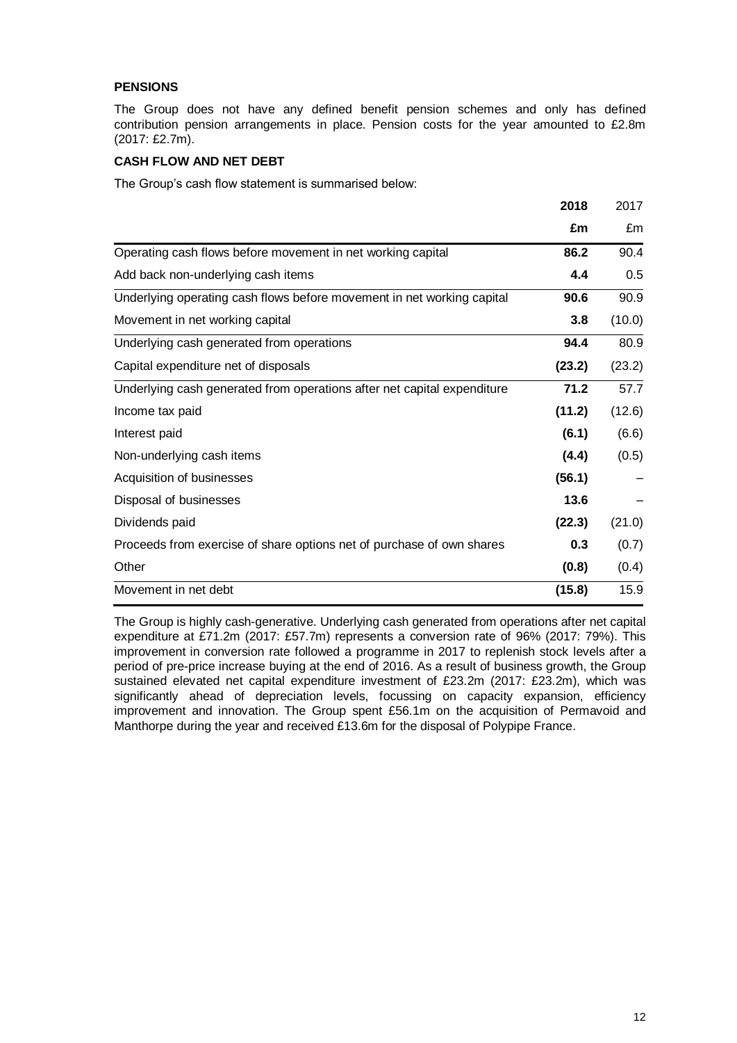## PENSIONS

The Group does not have any defined benefit pension schemes and only has defined contribution pension arrangements in place. Pension costs for the year amounted to £2.8m (2017: £2.7m).

## CASH FLOW AND NET DEBT

The Group's cash flow statement is summarised below:

| | **2018** | 2017 |
|---|---|---|
| | **£m** | £m |
| Operating cash flows before movement in net working capital | **86.2** | 90.4 |
| Add back non-underlying cash items | **4.4** | 0.5 |
| Underlying operating cash flows before movement in net working capital | **90.6** | 90.9 |
| Movement in net working capital | **3.8** | (10.0) |
| Underlying cash generated from operations | **94.4** | 80.9 |
| Capital expenditure net of disposals | **(23.2)** | (23.2) |
| Underlying cash generated from operations after net capital expenditure | **71.2** | 57.7 |
| Income tax paid | **(11.2)** | (12.6) |
| Interest paid | **(6.1)** | (6.6) |
| Non-underlying cash items | **(4.4)** | (0.5) |
| Acquisition of businesses | **(56.1)** | – |
| Disposal of businesses | **13.6** | – |
| Dividends paid | **(22.3)** | (21.0) |
| Proceeds from exercise of share options net of purchase of own shares | **0.3** | (0.7) |
| Other | **(0.8)** | (0.4) |
| Movement in net debt | **(15.8)** | 15.9 |

The Group is highly cash-generative. Underlying cash generated from operations after net capital expenditure at £71.2m (2017: £57.7m) represents a conversion rate of 96% (2017: 79%). This improvement in conversion rate followed a programme in 2017 to replenish stock levels after a period of pre-price increase buying at the end of 2016. As a result of business growth, the Group sustained elevated net capital expenditure investment of £23.2m (2017: £23.2m), which was significantly ahead of depreciation levels, focussing on capacity expansion, efficiency improvement and innovation. The Group spent £56.1m on the acquisition of Permavoid and Manthorpe during the year and received £13.6m for the disposal of Polypipe France.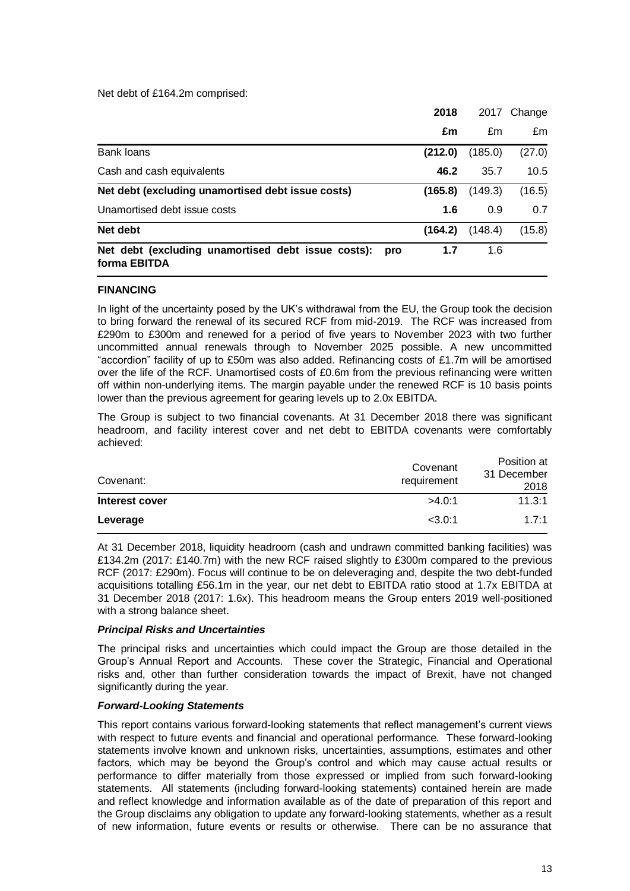Net debt of £164.2m comprised:

| | 2018 | 2017 | Change |
|---|---|---|---|
| | **£m** | £m | £m |
| Bank loans | **(212.0)** | (185.0) | (27.0) |
| Cash and cash equivalents | **46.2** | 35.7 | 10.5 |
| **Net debt (excluding unamortised debt issue costs)** | **(165.8)** | (149.3) | (16.5) |
| Unamortised debt issue costs | **1.6** | 0.9 | 0.7 |
| **Net debt** | **(164.2)** | (148.4) | (15.8) |
| **Net debt (excluding unamortised debt issue costs): pro forma EBITDA** | **1.7** | 1.6 | |

**FINANCING**

In light of the uncertainty posed by the UK's withdrawal from the EU, the Group took the decision to bring forward the renewal of its secured RCF from mid-2019. The RCF was increased from £290m to £300m and renewed for a period of five years to November 2023 with two further uncommitted annual renewals through to November 2025 possible. A new uncommitted "accordion" facility of up to £50m was also added. Refinancing costs of £1.7m will be amortised over the life of the RCF. Unamortised costs of £0.6m from the previous refinancing were written off within non-underlying items. The margin payable under the renewed RCF is 10 basis points lower than the previous agreement for gearing levels up to 2.0x EBITDA.

The Group is subject to two financial covenants. At 31 December 2018 there was significant headroom, and facility interest cover and net debt to EBITDA covenants were comfortably achieved:

| Covenant: | Covenant requirement | Position at 31 December 2018 |
|---|---|---|
| **Interest cover** | >4.0:1 | 11.3:1 |
| **Leverage** | <3.0:1 | 1.7:1 |

At 31 December 2018, liquidity headroom (cash and undrawn committed banking facilities) was £134.2m (2017: £140.7m) with the new RCF raised slightly to £300m compared to the previous RCF (2017: £290m). Focus will continue to be on deleveraging and, despite the two debt-funded acquisitions totalling £56.1m in the year, our net debt to EBITDA ratio stood at 1.7x EBITDA at 31 December 2018 (2017: 1.6x). This headroom means the Group enters 2019 well-positioned with a strong balance sheet.

***Principal Risks and Uncertainties***

The principal risks and uncertainties which could impact the Group are those detailed in the Group's Annual Report and Accounts. These cover the Strategic, Financial and Operational risks and, other than further consideration towards the impact of Brexit, have not changed significantly during the year.

***Forward-Looking Statements***

This report contains various forward-looking statements that reflect management's current views with respect to future events and financial and operational performance. These forward-looking statements involve known and unknown risks, uncertainties, assumptions, estimates and other factors, which may be beyond the Group's control and which may cause actual results or performance to differ materially from those expressed or implied from such forward-looking statements. All statements (including forward-looking statements) contained herein are made and reflect knowledge and information available as of the date of preparation of this report and the Group disclaims any obligation to update any forward-looking statements, whether as a result of new information, future events or results or otherwise. There can be no assurance that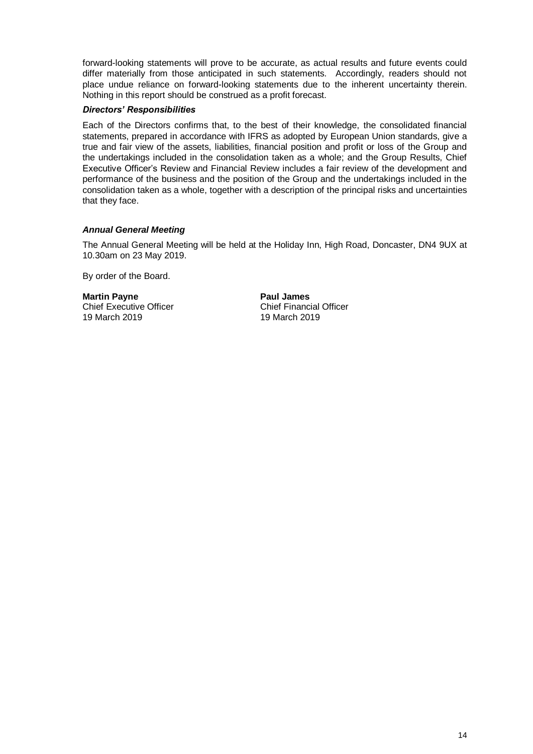forward-looking statements will prove to be accurate, as actual results and future events could differ materially from those anticipated in such statements. Accordingly, readers should not place undue reliance on forward-looking statements due to the inherent uncertainty therein. Nothing in this report should be construed as a profit forecast.

### *Directors' Responsibilities*

Each of the Directors confirms that, to the best of their knowledge, the consolidated financial statements, prepared in accordance with IFRS as adopted by European Union standards, give a true and fair view of the assets, liabilities, financial position and profit or loss of the Group and the undertakings included in the consolidation taken as a whole; and the Group Results, Chief Executive Officer's Review and Financial Review includes a fair review of the development and performance of the business and the position of the Group and the undertakings included in the consolidation taken as a whole, together with a description of the principal risks and uncertainties that they face.

### *Annual General Meeting*

The Annual General Meeting will be held at the Holiday Inn, High Road, Doncaster, DN4 9UX at 10.30am on 23 May 2019.

By order of the Board.

**Martin Payne**
Chief Executive Officer
19 March 2019

**Paul James**
Chief Financial Officer
19 March 2019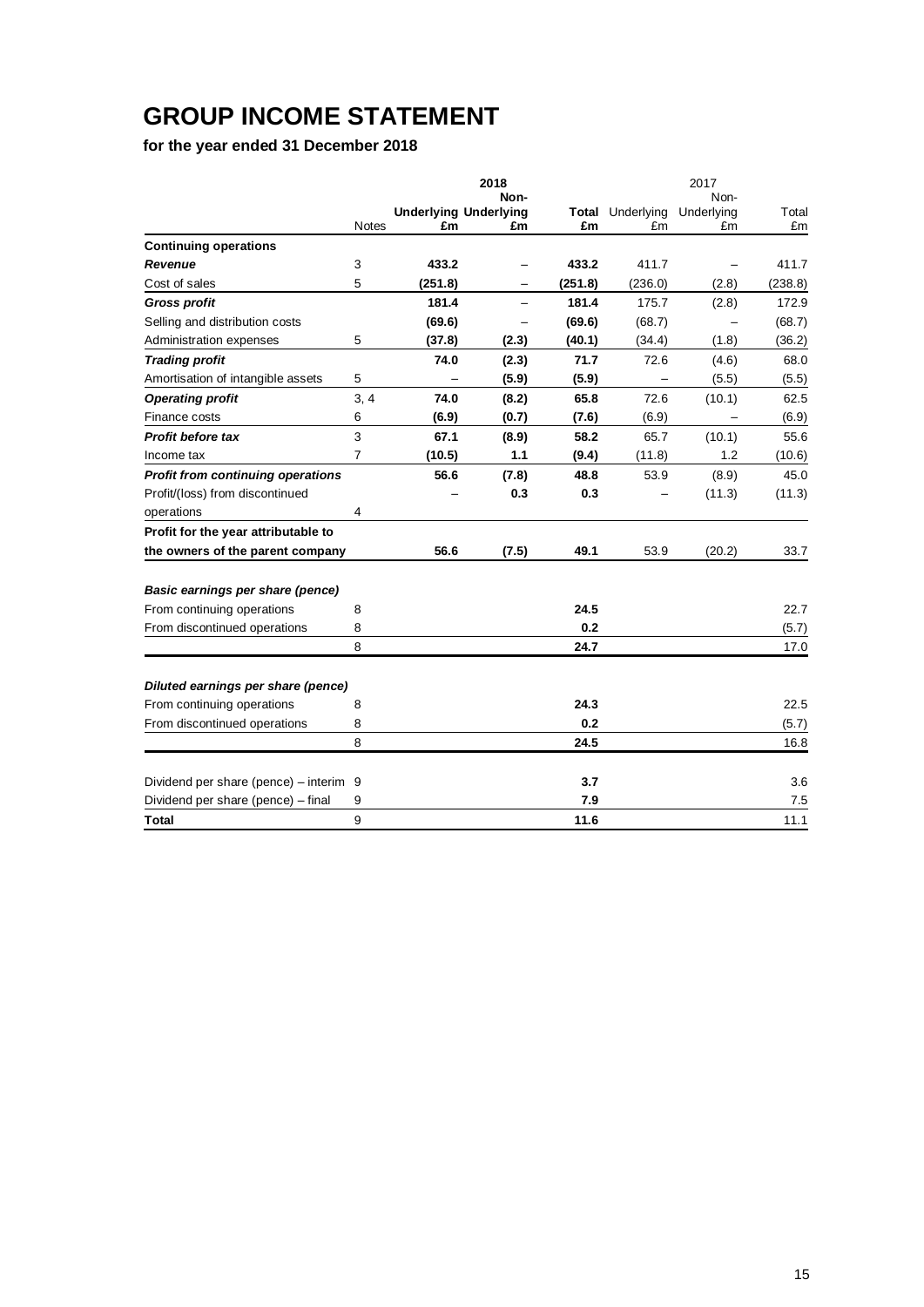# GROUP INCOME STATEMENT

**for the year ended 31 December 2018**

| | Notes | 2018 Underlying £m | 2018 Non-Underlying £m | 2018 Total £m | 2017 Underlying £m | 2017 Non-Underlying £m | 2017 Total £m |
|---|---|---|---|---|---|---|---|
| **Continuing operations** | | | | | | | |
| ***Revenue*** | 3 | **433.2** | – | **433.2** | 411.7 | – | 411.7 |
| Cost of sales | 5 | **(251.8)** | – | **(251.8)** | (236.0) | (2.8) | (238.8) |
| ***Gross profit*** | | **181.4** | – | **181.4** | 175.7 | (2.8) | 172.9 |
| Selling and distribution costs | | **(69.6)** | – | **(69.6)** | (68.7) | – | (68.7) |
| Administration expenses | 5 | **(37.8)** | **(2.3)** | **(40.1)** | (34.4) | (1.8) | (36.2) |
| ***Trading profit*** | | **74.0** | **(2.3)** | **71.7** | 72.6 | (4.6) | 68.0 |
| Amortisation of intangible assets | 5 | – | **(5.9)** | **(5.9)** | – | (5.5) | (5.5) |
| ***Operating profit*** | 3, 4 | **74.0** | **(8.2)** | **65.8** | 72.6 | (10.1) | 62.5 |
| Finance costs | 6 | **(6.9)** | **(0.7)** | **(7.6)** | (6.9) | – | (6.9) |
| ***Profit before tax*** | 3 | **67.1** | **(8.9)** | **58.2** | 65.7 | (10.1) | 55.6 |
| Income tax | 7 | **(10.5)** | **1.1** | **(9.4)** | (11.8) | 1.2 | (10.6) |
| ***Profit from continuing operations*** | | **56.6** | **(7.8)** | **48.8** | 53.9 | (8.9) | 45.0 |
| Profit/(loss) from discontinued operations | 4 | – | **0.3** | **0.3** | – | (11.3) | (11.3) |
| **Profit for the year attributable to the owners of the parent company** | | **56.6** | **(7.5)** | **49.1** | 53.9 | (20.2) | 33.7 |
| | | | | | | | |
| ***Basic earnings per share (pence)*** | | | | | | | |
| From continuing operations | 8 | | | **24.5** | | | 22.7 |
| From discontinued operations | 8 | | | **0.2** | | | (5.7) |
| | 8 | | | **24.7** | | | 17.0 |
| | | | | | | | |
| ***Diluted earnings per share (pence)*** | | | | | | | |
| From continuing operations | 8 | | | **24.3** | | | 22.5 |
| From discontinued operations | 8 | | | **0.2** | | | (5.7) |
| | 8 | | | **24.5** | | | 16.8 |
| | | | | | | | |
| Dividend per share (pence) – interim | 9 | | | **3.7** | | | 3.6 |
| Dividend per share (pence) – final | 9 | | | **7.9** | | | 7.5 |
| **Total** | 9 | | | **11.6** | | | 11.1 |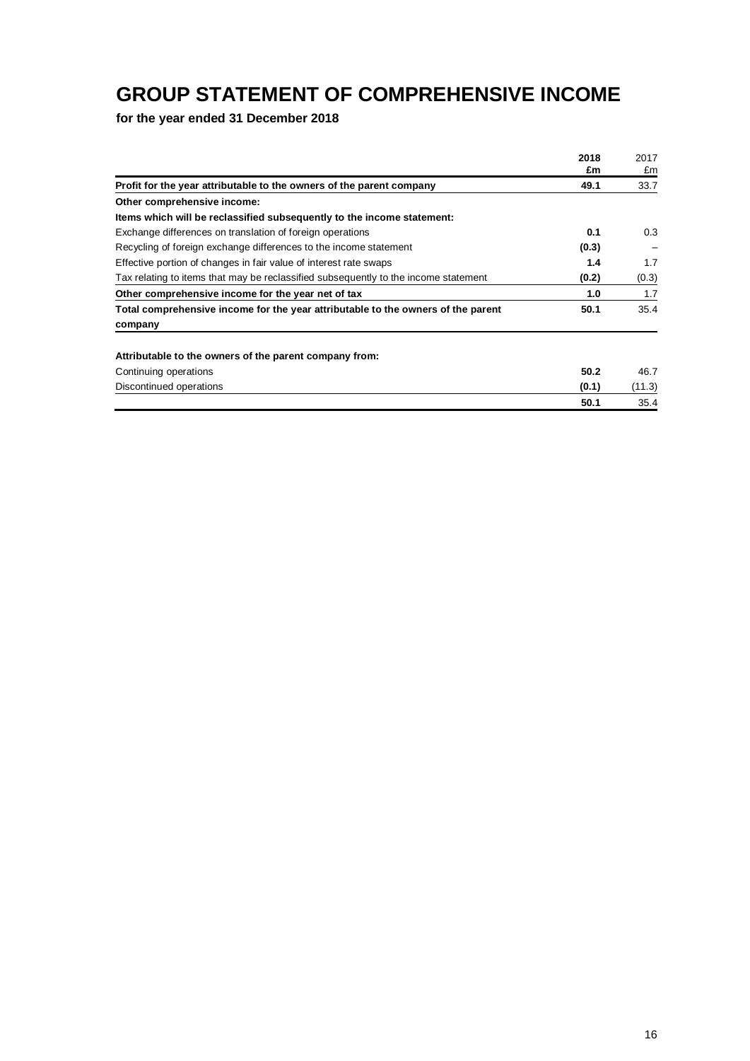# GROUP STATEMENT OF COMPREHENSIVE INCOME

**for the year ended 31 December 2018**

| | 2018<br>£m | 2017<br>£m |
|---|---|---|
| **Profit for the year attributable to the owners of the parent company** | **49.1** | 33.7 |
| **Other comprehensive income:** | | |
| **Items which will be reclassified subsequently to the income statement:** | | |
| Exchange differences on translation of foreign operations | **0.1** | 0.3 |
| Recycling of foreign exchange differences to the income statement | **(0.3)** | – |
| Effective portion of changes in fair value of interest rate swaps | **1.4** | 1.7 |
| Tax relating to items that may be reclassified subsequently to the income statement | **(0.2)** | (0.3) |
| **Other comprehensive income for the year net of tax** | **1.0** | 1.7 |
| **Total comprehensive income for the year attributable to the owners of the parent company** | **50.1** | 35.4 |
| | | |
| **Attributable to the owners of the parent company from:** | | |
| Continuing operations | **50.2** | 46.7 |
| Discontinued operations | **(0.1)** | (11.3) |
| | **50.1** | 35.4 |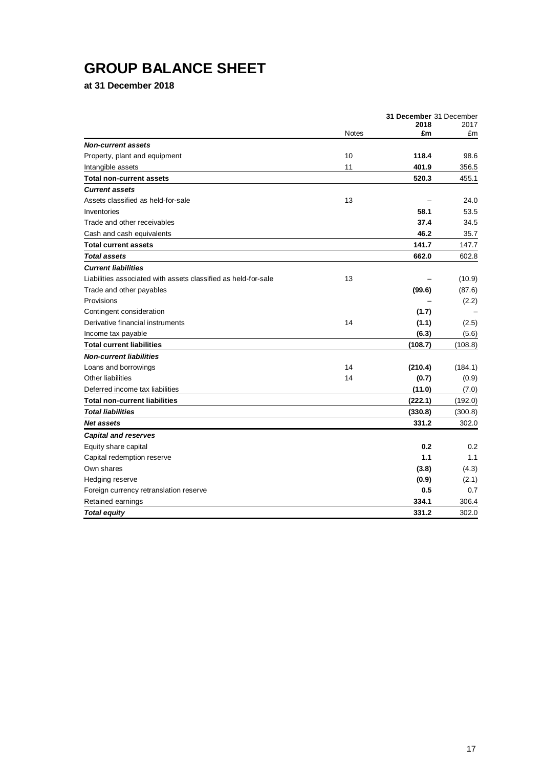# GROUP BALANCE SHEET

**at 31 December 2018**

| | Notes | **31 December 2018 £m** | 31 December 2017 £m |
|---|---|---|---|
| ***Non-current assets*** | | | |
| Property, plant and equipment | 10 | **118.4** | 98.6 |
| Intangible assets | 11 | **401.9** | 356.5 |
| **Total non-current assets** | | **520.3** | 455.1 |
| ***Current assets*** | | | |
| Assets classified as held-for-sale | 13 | – | 24.0 |
| Inventories | | **58.1** | 53.5 |
| Trade and other receivables | | **37.4** | 34.5 |
| Cash and cash equivalents | | **46.2** | 35.7 |
| **Total current assets** | | **141.7** | 147.7 |
| ***Total assets*** | | **662.0** | 602.8 |
| ***Current liabilities*** | | | |
| Liabilities associated with assets classified as held-for-sale | 13 | – | (10.9) |
| Trade and other payables | | **(99.6)** | (87.6) |
| Provisions | | – | (2.2) |
| Contingent consideration | | **(1.7)** | – |
| Derivative financial instruments | 14 | **(1.1)** | (2.5) |
| Income tax payable | | **(6.3)** | (5.6) |
| **Total current liabilities** | | **(108.7)** | (108.8) |
| ***Non-current liabilities*** | | | |
| Loans and borrowings | 14 | **(210.4)** | (184.1) |
| Other liabilities | 14 | **(0.7)** | (0.9) |
| Deferred income tax liabilities | | **(11.0)** | (7.0) |
| **Total non-current liabilities** | | **(222.1)** | (192.0) |
| ***Total liabilities*** | | **(330.8)** | (300.8) |
| ***Net assets*** | | **331.2** | 302.0 |
| ***Capital and reserves*** | | | |
| Equity share capital | | **0.2** | 0.2 |
| Capital redemption reserve | | **1.1** | 1.1 |
| Own shares | | **(3.8)** | (4.3) |
| Hedging reserve | | **(0.9)** | (2.1) |
| Foreign currency retranslation reserve | | **0.5** | 0.7 |
| Retained earnings | | **334.1** | 306.4 |
| ***Total equity*** | | **331.2** | 302.0 |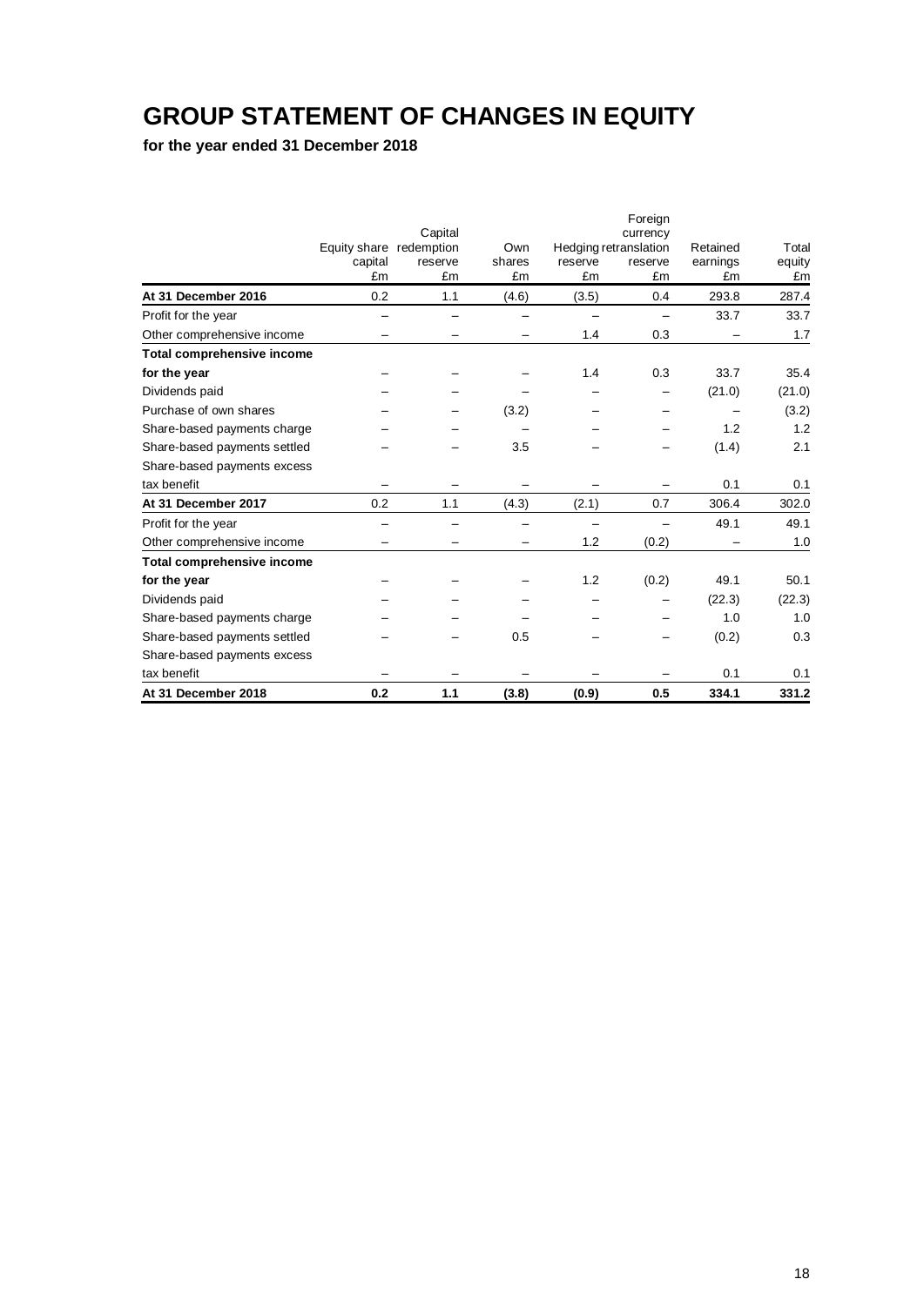# GROUP STATEMENT OF CHANGES IN EQUITY

**for the year ended 31 December 2018**

| | Equity share capital £m | Capital redemption reserve £m | Own shares £m | Hedging reserve £m | Foreign currency retranslation reserve £m | Retained earnings £m | Total equity £m |
|---|---|---|---|---|---|---|---|
| **At 31 December 2016** | 0.2 | 1.1 | (4.6) | (3.5) | 0.4 | 293.8 | 287.4 |
| Profit for the year | – | – | – | – | – | 33.7 | 33.7 |
| Other comprehensive income | – | – | – | 1.4 | 0.3 | – | 1.7 |
| **Total comprehensive income for the year** | – | – | – | 1.4 | 0.3 | 33.7 | 35.4 |
| Dividends paid | – | – | – | – | – | (21.0) | (21.0) |
| Purchase of own shares | – | – | (3.2) | – | – | – | (3.2) |
| Share-based payments charge | – | – | – | – | – | 1.2 | 1.2 |
| Share-based payments settled | – | – | 3.5 | – | – | (1.4) | 2.1 |
| Share-based payments excess tax benefit | – | – | – | – | – | 0.1 | 0.1 |
| **At 31 December 2017** | 0.2 | 1.1 | (4.3) | (2.1) | 0.7 | 306.4 | 302.0 |
| Profit for the year | – | – | – | – | – | 49.1 | 49.1 |
| Other comprehensive income | – | – | – | 1.2 | (0.2) | – | 1.0 |
| **Total comprehensive income for the year** | – | – | – | 1.2 | (0.2) | 49.1 | 50.1 |
| Dividends paid | – | – | – | – | – | (22.3) | (22.3) |
| Share-based payments charge | – | – | – | – | – | 1.0 | 1.0 |
| Share-based payments settled | – | – | 0.5 | – | – | (0.2) | 0.3 |
| Share-based payments excess tax benefit | – | – | – | – | – | 0.1 | 0.1 |
| **At 31 December 2018** | **0.2** | **1.1** | **(3.8)** | **(0.9)** | **0.5** | **334.1** | **331.2** |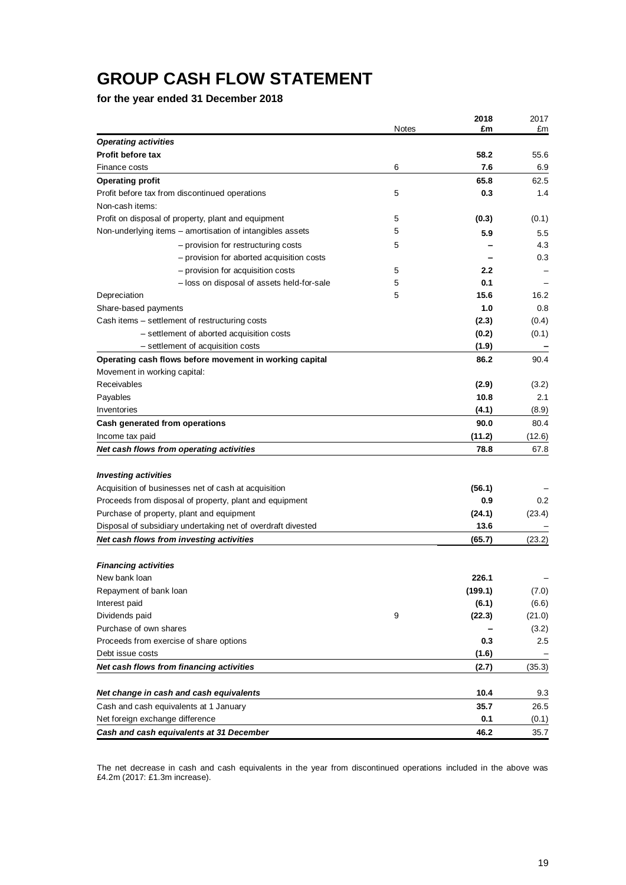# GROUP CASH FLOW STATEMENT

**for the year ended 31 December 2018**

| | Notes | 2018<br>£m | 2017<br>£m |
|---|---|---|---|
| ***Operating activities*** | | | |
| **Profit before tax** | | **58.2** | 55.6 |
| Finance costs | 6 | **7.6** | 6.9 |
| **Operating profit** | | **65.8** | 62.5 |
| Profit before tax from discontinued operations | 5 | **0.3** | 1.4 |
| Non-cash items: | | | |
| Profit on disposal of property, plant and equipment | 5 | **(0.3)** | (0.1) |
| Non-underlying items – amortisation of intangibles assets | 5 | **5.9** | 5.5 |
| – provision for restructuring costs | 5 | **–** | 4.3 |
| – provision for aborted acquisition costs | | **–** | 0.3 |
| – provision for acquisition costs | 5 | **2.2** | – |
| – loss on disposal of assets held-for-sale | 5 | **0.1** | – |
| Depreciation | 5 | **15.6** | 16.2 |
| Share-based payments | | **1.0** | 0.8 |
| Cash items – settlement of restructuring costs | | **(2.3)** | (0.4) |
| – settlement of aborted acquisition costs | | **(0.2)** | (0.1) |
| – settlement of acquisition costs | | **(1.9)** | – |
| **Operating cash flows before movement in working capital** | | **86.2** | 90.4 |
| Movement in working capital: | | | |
| Receivables | | **(2.9)** | (3.2) |
| Payables | | **10.8** | 2.1 |
| Inventories | | **(4.1)** | (8.9) |
| **Cash generated from operations** | | **90.0** | 80.4 |
| Income tax paid | | **(11.2)** | (12.6) |
| ***Net cash flows from operating activities*** | | **78.8** | 67.8 |
| | | | |
| ***Investing activities*** | | | |
| Acquisition of businesses net of cash at acquisition | | **(56.1)** | – |
| Proceeds from disposal of property, plant and equipment | | **0.9** | 0.2 |
| Purchase of property, plant and equipment | | **(24.1)** | (23.4) |
| Disposal of subsidiary undertaking net of overdraft divested | | **13.6** | – |
| ***Net cash flows from investing activities*** | | **(65.7)** | (23.2) |
| | | | |
| ***Financing activities*** | | | |
| New bank loan | | **226.1** | – |
| Repayment of bank loan | | **(199.1)** | (7.0) |
| Interest paid | | **(6.1)** | (6.6) |
| Dividends paid | 9 | **(22.3)** | (21.0) |
| Purchase of own shares | | **–** | (3.2) |
| Proceeds from exercise of share options | | **0.3** | 2.5 |
| Debt issue costs | | **(1.6)** | – |
| ***Net cash flows from financing activities*** | | **(2.7)** | (35.3) |
| | | | |
| ***Net change in cash and cash equivalents*** | | **10.4** | 9.3 |
| Cash and cash equivalents at 1 January | | **35.7** | 26.5 |
| Net foreign exchange difference | | **0.1** | (0.1) |
| ***Cash and cash equivalents at 31 December*** | | **46.2** | 35.7 |

The net decrease in cash and cash equivalents in the year from discontinued operations included in the above was £4.2m (2017: £1.3m increase).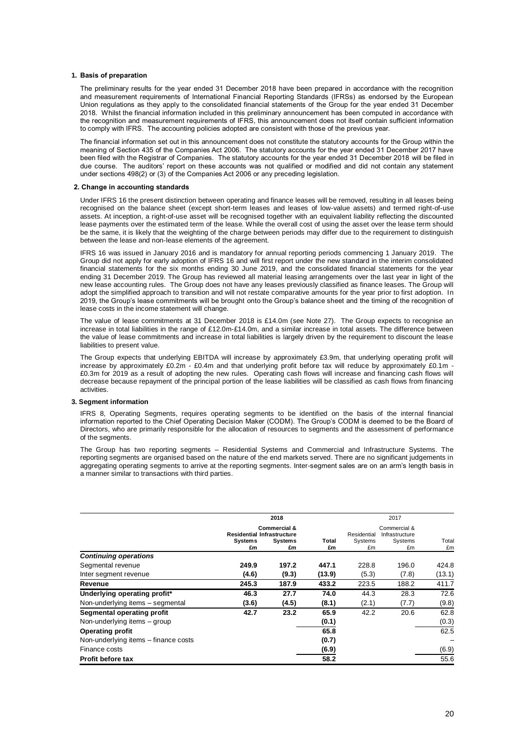## 1. Basis of preparation

The preliminary results for the year ended 31 December 2018 have been prepared in accordance with the recognition and measurement requirements of International Financial Reporting Standards (IFRSs) as endorsed by the European Union regulations as they apply to the consolidated financial statements of the Group for the year ended 31 December 2018. Whilst the financial information included in this preliminary announcement has been computed in accordance with the recognition and measurement requirements of IFRS, this announcement does not itself contain sufficient information to comply with IFRS. The accounting policies adopted are consistent with those of the previous year.

The financial information set out in this announcement does not constitute the statutory accounts for the Group within the meaning of Section 435 of the Companies Act 2006. The statutory accounts for the year ended 31 December 2017 have been filed with the Registrar of Companies. The statutory accounts for the year ended 31 December 2018 will be filed in due course. The auditors' report on these accounts was not qualified or modified and did not contain any statement under sections 498(2) or (3) of the Companies Act 2006 or any preceding legislation.

## 2. Change in accounting standards

Under IFRS 16 the present distinction between operating and finance leases will be removed, resulting in all leases being recognised on the balance sheet (except short-term leases and leases of low-value assets) and termed right-of-use assets. At inception, a right-of-use asset will be recognised together with an equivalent liability reflecting the discounted lease payments over the estimated term of the lease. While the overall cost of using the asset over the lease term should be the same, it is likely that the weighting of the charge between periods may differ due to the requirement to distinguish between the lease and non-lease elements of the agreement.

IFRS 16 was issued in January 2016 and is mandatory for annual reporting periods commencing 1 January 2019. The Group did not apply for early adoption of IFRS 16 and will first report under the new standard in the interim consolidated financial statements for the six months ending 30 June 2019, and the consolidated financial statements for the year ending 31 December 2019. The Group has reviewed all material leasing arrangements over the last year in light of the new lease accounting rules. The Group does not have any leases previously classified as finance leases. The Group will adopt the simplified approach to transition and will not restate comparative amounts for the year prior to first adoption. In 2019, the Group's lease commitments will be brought onto the Group's balance sheet and the timing of the recognition of lease costs in the income statement will change.

The value of lease commitments at 31 December 2018 is £14.0m (see Note 27). The Group expects to recognise an increase in total liabilities in the range of £12.0m-£14.0m, and a similar increase in total assets. The difference between the value of lease commitments and increase in total liabilities is largely driven by the requirement to discount the lease liabilities to present value.

The Group expects that underlying EBITDA will increase by approximately £3.9m, that underlying operating profit will increase by approximately £0.2m - £0.4m and that underlying profit before tax will reduce by approximately £0.1m - £0.3m for 2019 as a result of adopting the new rules. Operating cash flows will increase and financing cash flows will decrease because repayment of the principal portion of the lease liabilities will be classified as cash flows from financing activities.

## 3. Segment information

IFRS 8, Operating Segments, requires operating segments to be identified on the basis of the internal financial information reported to the Chief Operating Decision Maker (CODM). The Group's CODM is deemed to be the Board of Directors, who are primarily responsible for the allocation of resources to segments and the assessment of performance of the segments.

The Group has two reporting segments – Residential Systems and Commercial and Infrastructure Systems. The reporting segments are organised based on the nature of the end markets served. There are no significant judgements in aggregating operating segments to arrive at the reporting segments. Inter-segment sales are on an arm's length basis in a manner similar to transactions with third parties.

| | **2018** | | | 2017 | | |
|---|---|---|---|---|---|---|
| | **Residential Systems £m** | **Commercial & Infrastructure Systems £m** | **Total £m** | Residential Systems £m | Commercial & Infrastructure Systems £m | Total £m |
| ***Continuing operations*** | | | | | | |
| Segmental revenue | **249.9** | **197.2** | **447.1** | 228.8 | 196.0 | 424.8 |
| Inter segment revenue | **(4.6)** | **(9.3)** | **(13.9)** | (5.3) | (7.8) | (13.1) |
| **Revenue** | **245.3** | **187.9** | **433.2** | 223.5 | 188.2 | 411.7 |
| **Underlying operating profit*** | **46.3** | **27.7** | **74.0** | 44.3 | 28.3 | 72.6 |
| Non-underlying items – segmental | **(3.6)** | **(4.5)** | **(8.1)** | (2.1) | (7.7) | (9.8) |
| **Segmental operating profit** | **42.7** | **23.2** | **65.9** | 42.2 | 20.6 | 62.8 |
| Non-underlying items – group | | | **(0.1)** | | | (0.3) |
| **Operating profit** | | | **65.8** | | | 62.5 |
| Non-underlying items – finance costs | | | **(0.7)** | | | – |
| Finance costs | | | **(6.9)** | | | (6.9) |
| **Profit before tax** | | | **58.2** | | | 55.6 |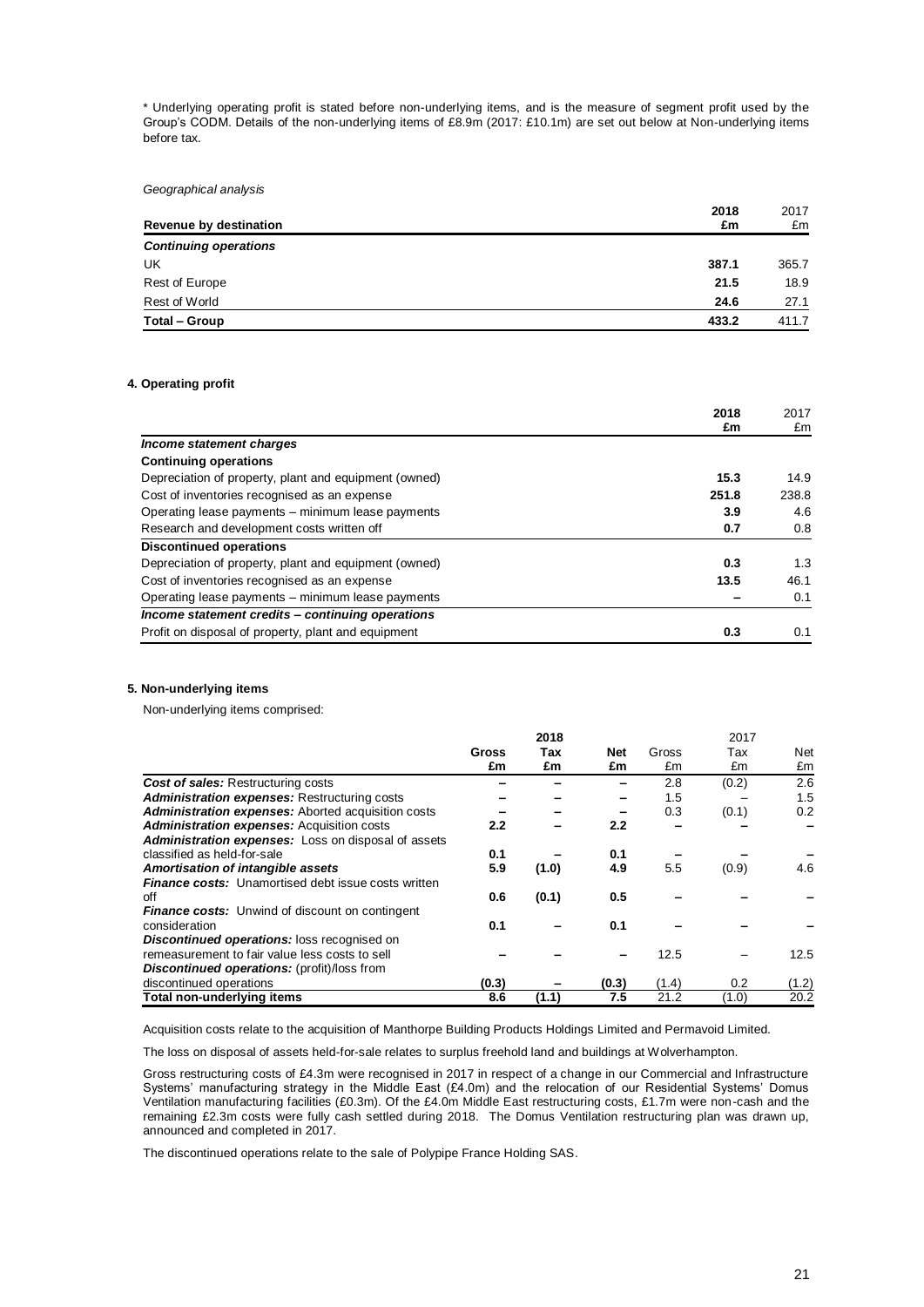\* Underlying operating profit is stated before non-underlying items, and is the measure of segment profit used by the Group's CODM. Details of the non-underlying items of £8.9m (2017: £10.1m) are set out below at Non-underlying items before tax.

*Geographical analysis*

| Revenue by destination | 2018 £m | 2017 £m |
|---|---|---|
| ***Continuing operations*** | | |
| UK | **387.1** | 365.7 |
| Rest of Europe | **21.5** | 18.9 |
| Rest of World | **24.6** | 27.1 |
| **Total – Group** | **433.2** | 411.7 |

**4. Operating profit**

| | 2018 £m | 2017 £m |
|---|---|---|
| ***Income statement charges*** | | |
| **Continuing operations** | | |
| Depreciation of property, plant and equipment (owned) | **15.3** | 14.9 |
| Cost of inventories recognised as an expense | **251.8** | 238.8 |
| Operating lease payments – minimum lease payments | **3.9** | 4.6 |
| Research and development costs written off | **0.7** | 0.8 |
| **Discontinued operations** | | |
| Depreciation of property, plant and equipment (owned) | **0.3** | 1.3 |
| Cost of inventories recognised as an expense | **13.5** | 46.1 |
| Operating lease payments – minimum lease payments | **–** | 0.1 |
| ***Income statement credits – continuing operations*** | | |
| Profit on disposal of property, plant and equipment | **0.3** | 0.1 |

**5. Non-underlying items**

Non-underlying items comprised:

| | 2018 | | | 2017 | | |
|---|---|---|---|---|---|---|
| | **Gross £m** | **Tax £m** | **Net £m** | Gross £m | Tax £m | Net £m |
| ***Cost of sales:*** Restructuring costs | **–** | **–** | **–** | 2.8 | (0.2) | 2.6 |
| ***Administration expenses:*** Restructuring costs | **–** | **–** | **–** | 1.5 | – | 1.5 |
| ***Administration expenses:*** Aborted acquisition costs | **–** | **–** | **–** | 0.3 | (0.1) | 0.2 |
| ***Administration expenses:*** Acquisition costs | **2.2** | **–** | **2.2** | – | – | – |
| ***Administration expenses:*** Loss on disposal of assets classified as held-for-sale | **0.1** | **–** | **0.1** | – | – | – |
| ***Amortisation of intangible assets*** | **5.9** | **(1.0)** | **4.9** | 5.5 | (0.9) | 4.6 |
| ***Finance costs:*** Unamortised debt issue costs written off | **0.6** | **(0.1)** | **0.5** | – | – | – |
| ***Finance costs:*** Unwind of discount on contingent consideration | **0.1** | **–** | **0.1** | – | – | – |
| ***Discontinued operations:*** loss recognised on remeasurement to fair value less costs to sell | **–** | **–** | **–** | 12.5 | – | 12.5 |
| ***Discontinued operations:*** (profit)/loss from discontinued operations | **(0.3)** | **–** | **(0.3)** | (1.4) | 0.2 | (1.2) |
| **Total non-underlying items** | **8.6** | **(1.1)** | **7.5** | 21.2 | (1.0) | 20.2 |

Acquisition costs relate to the acquisition of Manthorpe Building Products Holdings Limited and Permavoid Limited.

The loss on disposal of assets held-for-sale relates to surplus freehold land and buildings at Wolverhampton.

Gross restructuring costs of £4.3m were recognised in 2017 in respect of a change in our Commercial and Infrastructure Systems' manufacturing strategy in the Middle East (£4.0m) and the relocation of our Residential Systems' Domus Ventilation manufacturing facilities (£0.3m). Of the £4.0m Middle East restructuring costs, £1.7m were non-cash and the remaining £2.3m costs were fully cash settled during 2018. The Domus Ventilation restructuring plan was drawn up, announced and completed in 2017.

The discontinued operations relate to the sale of Polypipe France Holding SAS.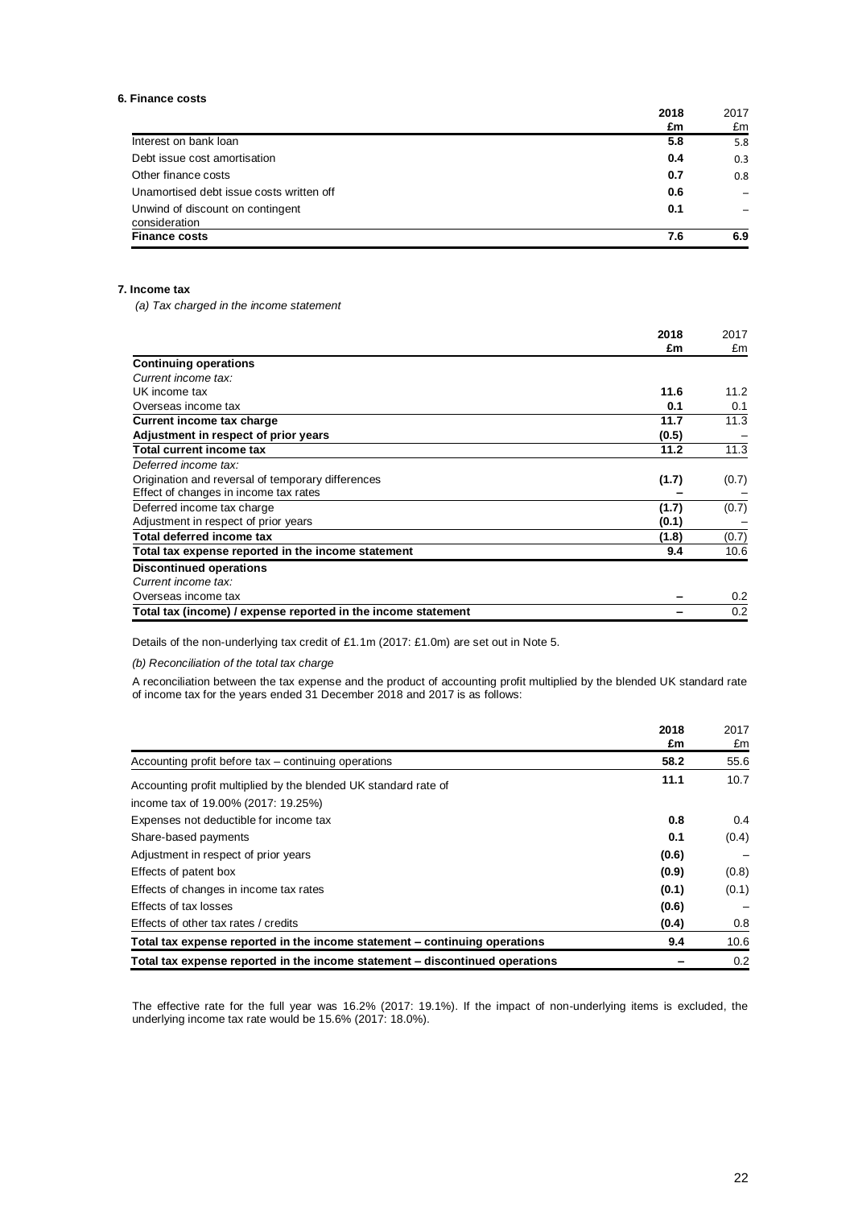### 6. Finance costs

| | 2018 £m | 2017 £m |
|---|---|---|
| Interest on bank loan | **5.8** | 5.8 |
| Debt issue cost amortisation | **0.4** | 0.3 |
| Other finance costs | **0.7** | 0.8 |
| Unamortised debt issue costs written off | **0.6** | – |
| Unwind of discount on contingent consideration | **0.1** | – |
| **Finance costs** | **7.6** | **6.9** |

### 7. Income tax

*(a) Tax charged in the income statement*

| | 2018 £m | 2017 £m |
|---|---|---|
| **Continuing operations** | | |
| *Current income tax:* | | |
| UK income tax | **11.6** | 11.2 |
| Overseas income tax | **0.1** | 0.1 |
| **Current income tax charge** | **11.7** | 11.3 |
| **Adjustment in respect of prior years** | **(0.5)** | – |
| **Total current income tax** | **11.2** | 11.3 |
| *Deferred income tax:* | | |
| Origination and reversal of temporary differences | **(1.7)** | (0.7) |
| Effect of changes in income tax rates | **–** | – |
| Deferred income tax charge | **(1.7)** | (0.7) |
| Adjustment in respect of prior years | **(0.1)** | – |
| **Total deferred income tax** | **(1.8)** | (0.7) |
| **Total tax expense reported in the income statement** | **9.4** | 10.6 |
| **Discontinued operations** | | |
| *Current income tax:* | | |
| Overseas income tax | **–** | 0.2 |
| **Total tax (income) / expense reported in the income statement** | **–** | 0.2 |

Details of the non-underlying tax credit of £1.1m (2017: £1.0m) are set out in Note 5.

*(b) Reconciliation of the total tax charge*

A reconciliation between the tax expense and the product of accounting profit multiplied by the blended UK standard rate of income tax for the years ended 31 December 2018 and 2017 is as follows:

| | 2018 £m | 2017 £m |
|---|---|---|
| Accounting profit before tax – continuing operations | **58.2** | 55.6 |
| Accounting profit multiplied by the blended UK standard rate of income tax of 19.00% (2017: 19.25%) | **11.1** | 10.7 |
| Expenses not deductible for income tax | **0.8** | 0.4 |
| Share-based payments | **0.1** | (0.4) |
| Adjustment in respect of prior years | **(0.6)** | – |
| Effects of patent box | **(0.9)** | (0.8) |
| Effects of changes in income tax rates | **(0.1)** | (0.1) |
| Effects of tax losses | **(0.6)** | – |
| Effects of other tax rates / credits | **(0.4)** | 0.8 |
| **Total tax expense reported in the income statement – continuing operations** | **9.4** | 10.6 |
| **Total tax expense reported in the income statement – discontinued operations** | **–** | 0.2 |

The effective rate for the full year was 16.2% (2017: 19.1%). If the impact of non-underlying items is excluded, the underlying income tax rate would be 15.6% (2017: 18.0%).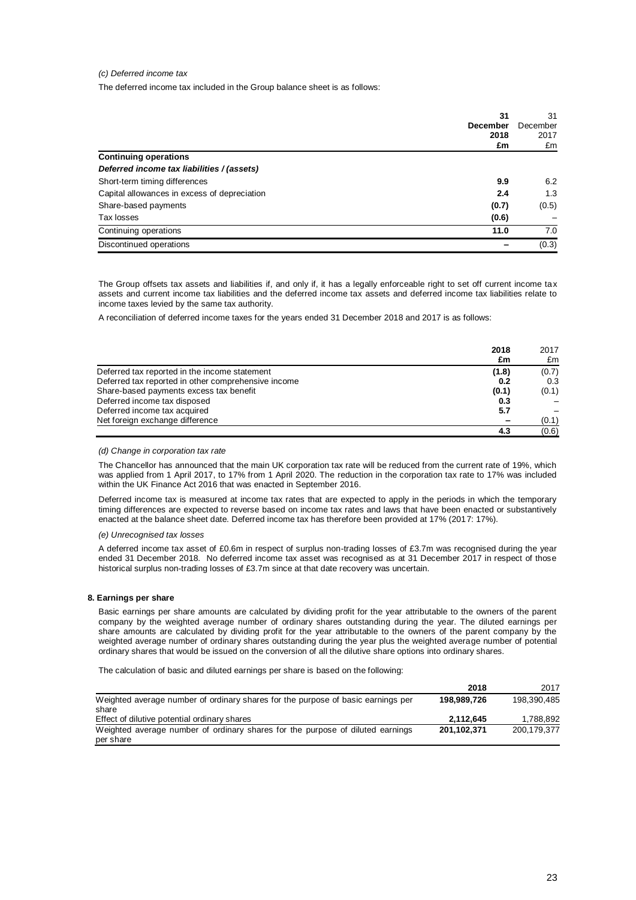*(c) Deferred income tax*

The deferred income tax included in the Group balance sheet is as follows:

| | **31 December 2018 £m** | 31 December 2017 £m |
|---|---|---|
| **Continuing operations** | | |
| ***Deferred income tax liabilities / (assets)*** | | |
| Short-term timing differences | **9.9** | 6.2 |
| Capital allowances in excess of depreciation | **2.4** | 1.3 |
| Share-based payments | **(0.7)** | (0.5) |
| Tax losses | **(0.6)** | – |
| Continuing operations | **11.0** | 7.0 |
| Discontinued operations | **–** | (0.3) |

The Group offsets tax assets and liabilities if, and only if, it has a legally enforceable right to set off current income tax assets and current income tax liabilities and the deferred income tax assets and deferred income tax liabilities relate to income taxes levied by the same tax authority.

A reconciliation of deferred income taxes for the years ended 31 December 2018 and 2017 is as follows:

| | **2018 £m** | 2017 £m |
|---|---|---|
| Deferred tax reported in the income statement | **(1.8)** | (0.7) |
| Deferred tax reported in other comprehensive income | **0.2** | 0.3 |
| Share-based payments excess tax benefit | **(0.1)** | (0.1) |
| Deferred income tax disposed | **0.3** | – |
| Deferred income tax acquired | **5.7** | – |
| Net foreign exchange difference | **–** | (0.1) |
| | **4.3** | (0.6) |

*(d) Change in corporation tax rate*

The Chancellor has announced that the main UK corporation tax rate will be reduced from the current rate of 19%, which was applied from 1 April 2017, to 17% from 1 April 2020. The reduction in the corporation tax rate to 17% was included within the UK Finance Act 2016 that was enacted in September 2016.

Deferred income tax is measured at income tax rates that are expected to apply in the periods in which the temporary timing differences are expected to reverse based on income tax rates and laws that have been enacted or substantively enacted at the balance sheet date. Deferred income tax has therefore been provided at 17% (2017: 17%).

*(e) Unrecognised tax losses*

A deferred income tax asset of £0.6m in respect of surplus non-trading losses of £3.7m was recognised during the year ended 31 December 2018. No deferred income tax asset was recognised as at 31 December 2017 in respect of those historical surplus non-trading losses of £3.7m since at that date recovery was uncertain.

## 8. Earnings per share

Basic earnings per share amounts are calculated by dividing profit for the year attributable to the owners of the parent company by the weighted average number of ordinary shares outstanding during the year. The diluted earnings per share amounts are calculated by dividing profit for the year attributable to the owners of the parent company by the weighted average number of ordinary shares outstanding during the year plus the weighted average number of potential ordinary shares that would be issued on the conversion of all the dilutive share options into ordinary shares.

The calculation of basic and diluted earnings per share is based on the following:

| | **2018** | 2017 |
|---|---|---|
| Weighted average number of ordinary shares for the purpose of basic earnings per share | **198,989,726** | 198,390,485 |
| Effect of dilutive potential ordinary shares | **2,112,645** | 1,788,892 |
| Weighted average number of ordinary shares for the purpose of diluted earnings per share | **201,102,371** | 200,179,377 |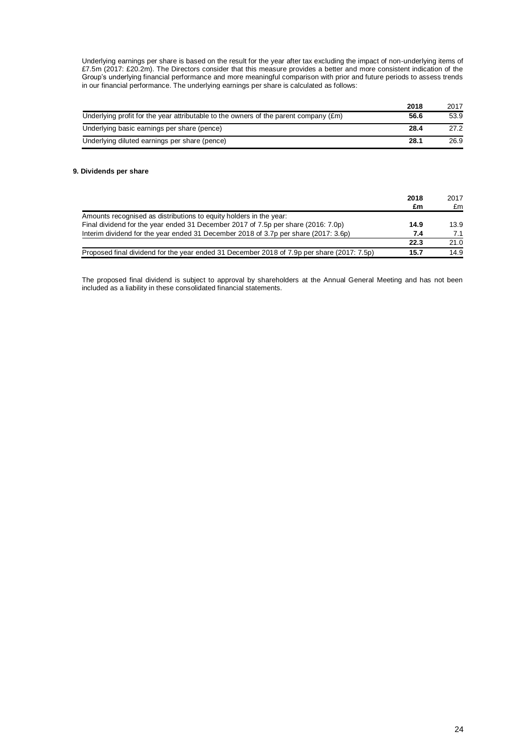Underlying earnings per share is based on the result for the year after tax excluding the impact of non-underlying items of £7.5m (2017: £20.2m). The Directors consider that this measure provides a better and more consistent indication of the Group's underlying financial performance and more meaningful comparison with prior and future periods to assess trends in our financial performance. The underlying earnings per share is calculated as follows:

| | **2018** | 2017 |
|---|---|---|
| Underlying profit for the year attributable to the owners of the parent company (£m) | **56.6** | 53.9 |
| Underlying basic earnings per share (pence) | **28.4** | 27.2 |
| Underlying diluted earnings per share (pence) | **28.1** | 26.9 |

## 9. Dividends per share

| | **2018** **£m** | 2017 £m |
|---|---|---|
| Amounts recognised as distributions to equity holders in the year: | | |
| Final dividend for the year ended 31 December 2017 of 7.5p per share (2016: 7.0p) | **14.9** | 13.9 |
| Interim dividend for the year ended 31 December 2018 of 3.7p per share (2017: 3.6p) | **7.4** | 7.1 |
| | **22.3** | 21.0 |
| Proposed final dividend for the year ended 31 December 2018 of 7.9p per share (2017: 7.5p) | **15.7** | 14.9 |

The proposed final dividend is subject to approval by shareholders at the Annual General Meeting and has not been included as a liability in these consolidated financial statements.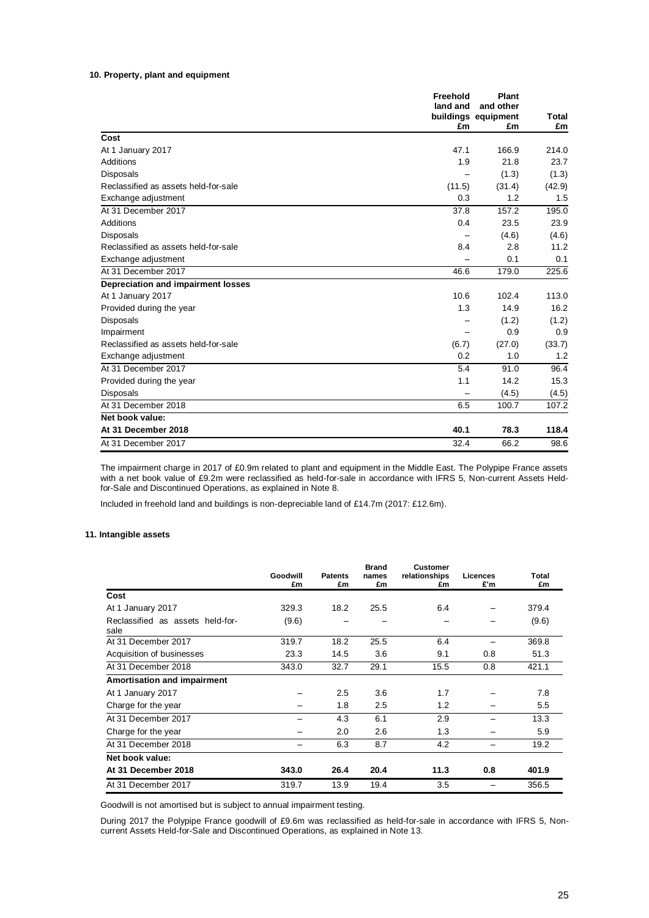**10. Property, plant and equipment**

| | Freehold land and buildings £m | Plant and other equipment £m | Total £m |
|---|---|---|---|
| **Cost** | | | |
| At 1 January 2017 | 47.1 | 166.9 | 214.0 |
| Additions | 1.9 | 21.8 | 23.7 |
| Disposals | – | (1.3) | (1.3) |
| Reclassified as assets held-for-sale | (11.5) | (31.4) | (42.9) |
| Exchange adjustment | 0.3 | 1.2 | 1.5 |
| At 31 December 2017 | 37.8 | 157.2 | 195.0 |
| Additions | 0.4 | 23.5 | 23.9 |
| Disposals | – | (4.6) | (4.6) |
| Reclassified as assets held-for-sale | 8.4 | 2.8 | 11.2 |
| Exchange adjustment | – | 0.1 | 0.1 |
| At 31 December 2017 | 46.6 | 179.0 | 225.6 |
| **Depreciation and impairment losses** | | | |
| At 1 January 2017 | 10.6 | 102.4 | 113.0 |
| Provided during the year | 1.3 | 14.9 | 16.2 |
| Disposals | – | (1.2) | (1.2) |
| Impairment | – | 0.9 | 0.9 |
| Reclassified as assets held-for-sale | (6.7) | (27.0) | (33.7) |
| Exchange adjustment | 0.2 | 1.0 | 1.2 |
| At 31 December 2017 | 5.4 | 91.0 | 96.4 |
| Provided during the year | 1.1 | 14.2 | 15.3 |
| Disposals | – | (4.5) | (4.5) |
| At 31 December 2018 | 6.5 | 100.7 | 107.2 |
| **Net book value:** | | | |
| **At 31 December 2018** | **40.1** | **78.3** | **118.4** |
| At 31 December 2017 | 32.4 | 66.2 | 98.6 |

The impairment charge in 2017 of £0.9m related to plant and equipment in the Middle East. The Polypipe France assets with a net book value of £9.2m were reclassified as held-for-sale in accordance with IFRS 5, Non-current Assets Held-for-Sale and Discontinued Operations, as explained in Note 8.

Included in freehold land and buildings is non-depreciable land of £14.7m (2017: £12.6m).

**11. Intangible assets**

| | Goodwill £m | Patents £m | Brand names £m | Customer relationships £m | Licences £'m | Total £m |
|---|---|---|---|---|---|---|
| **Cost** | | | | | | |
| At 1 January 2017 | 329.3 | 18.2 | 25.5 | 6.4 | – | 379.4 |
| Reclassified as assets held-for-sale | (9.6) | – | – | – | – | (9.6) |
| At 31 December 2017 | 319.7 | 18.2 | 25.5 | 6.4 | – | 369.8 |
| Acquisition of businesses | 23.3 | 14.5 | 3.6 | 9.1 | 0.8 | 51.3 |
| At 31 December 2018 | 343.0 | 32.7 | 29.1 | 15.5 | 0.8 | 421.1 |
| **Amortisation and impairment** | | | | | | |
| At 1 January 2017 | – | 2.5 | 3.6 | 1.7 | – | 7.8 |
| Charge for the year | – | 1.8 | 2.5 | 1.2 | – | 5.5 |
| At 31 December 2017 | – | 4.3 | 6.1 | 2.9 | – | 13.3 |
| Charge for the year | – | 2.0 | 2.6 | 1.3 | – | 5.9 |
| At 31 December 2018 | – | 6.3 | 8.7 | 4.2 | – | 19.2 |
| **Net book value:** | | | | | | |
| **At 31 December 2018** | **343.0** | **26.4** | **20.4** | **11.3** | **0.8** | **401.9** |
| At 31 December 2017 | 319.7 | 13.9 | 19.4 | 3.5 | – | 356.5 |

Goodwill is not amortised but is subject to annual impairment testing.

During 2017 the Polypipe France goodwill of £9.6m was reclassified as held-for-sale in accordance with IFRS 5, Non-current Assets Held-for-Sale and Discontinued Operations, as explained in Note 13.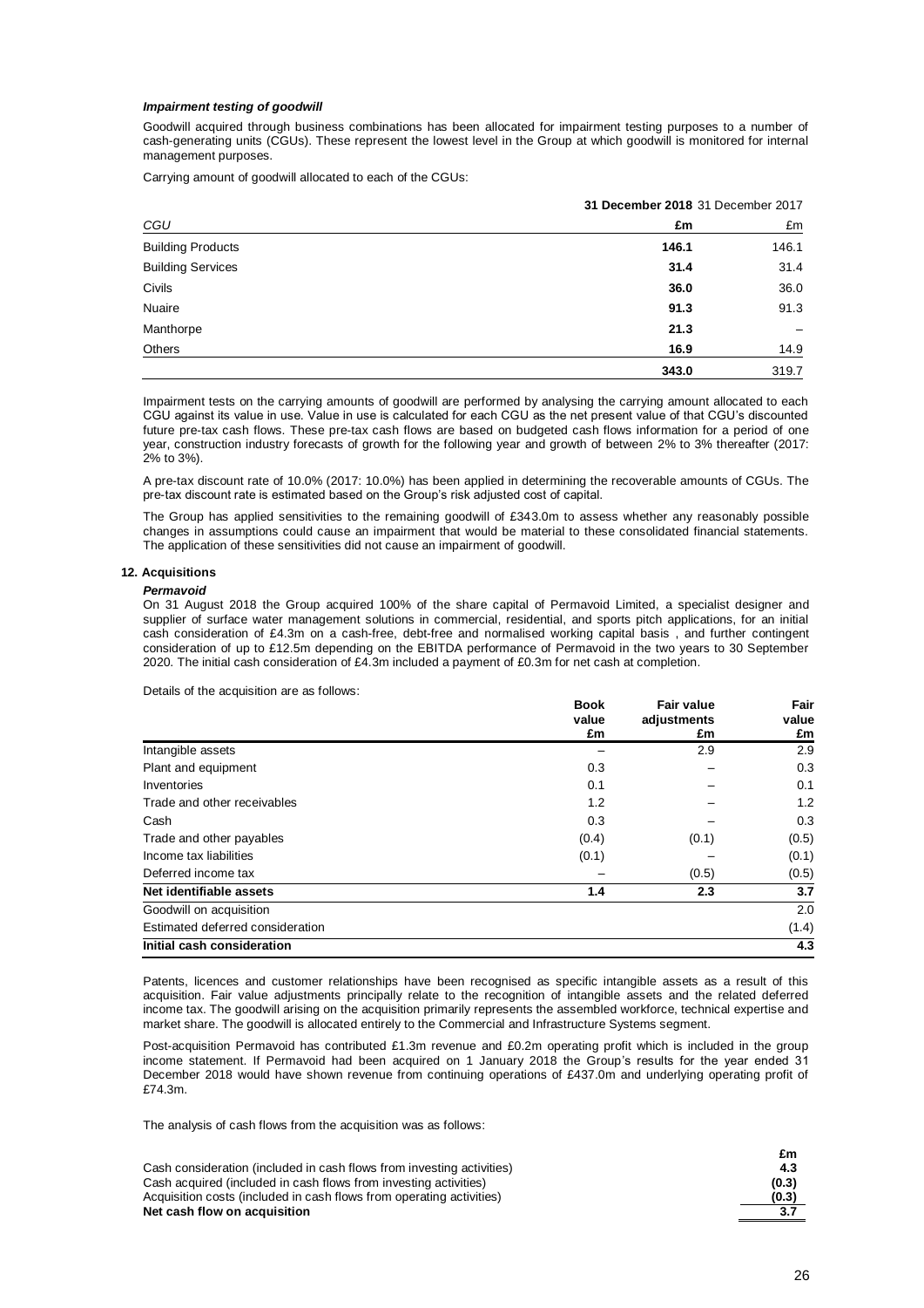#### *Impairment testing of goodwill*

Goodwill acquired through business combinations has been allocated for impairment testing purposes to a number of cash-generating units (CGUs). These represent the lowest level in the Group at which goodwill is monitored for internal management purposes.

Carrying amount of goodwill allocated to each of the CGUs:

| | **31 December 2018** | 31 December 2017 |
|---|---|---|
| *CGU* | **£m** | £m |
| Building Products | **146.1** | 146.1 |
| Building Services | **31.4** | 31.4 |
| Civils | **36.0** | 36.0 |
| Nuaire | **91.3** | 91.3 |
| Manthorpe | **21.3** | – |
| Others | **16.9** | 14.9 |
| | **343.0** | 319.7 |

Impairment tests on the carrying amounts of goodwill are performed by analysing the carrying amount allocated to each CGU against its value in use. Value in use is calculated for each CGU as the net present value of that CGU's discounted future pre-tax cash flows. These pre-tax cash flows are based on budgeted cash flows information for a period of one year, construction industry forecasts of growth for the following year and growth of between 2% to 3% thereafter (2017: 2% to 3%).

A pre-tax discount rate of 10.0% (2017: 10.0%) has been applied in determining the recoverable amounts of CGUs. The pre-tax discount rate is estimated based on the Group's risk adjusted cost of capital.

The Group has applied sensitivities to the remaining goodwill of £343.0m to assess whether any reasonably possible changes in assumptions could cause an impairment that would be material to these consolidated financial statements. The application of these sensitivities did not cause an impairment of goodwill.

## 12. Acquisitions

#### *Permavoid*

On 31 August 2018 the Group acquired 100% of the share capital of Permavoid Limited, a specialist designer and supplier of surface water management solutions in commercial, residential, and sports pitch applications, for an initial cash consideration of £4.3m on a cash-free, debt-free and normalised working capital basis , and further contingent consideration of up to £12.5m depending on the EBITDA performance of Permavoid in the two years to 30 September 2020. The initial cash consideration of £4.3m included a payment of £0.3m for net cash at completion.

Details of the acquisition are as follows:

| | **Book value £m** | **Fair value adjustments £m** | **Fair value £m** |
|---|---|---|---|
| Intangible assets | – | 2.9 | 2.9 |
| Plant and equipment | 0.3 | – | 0.3 |
| Inventories | 0.1 | – | 0.1 |
| Trade and other receivables | 1.2 | – | 1.2 |
| Cash | 0.3 | – | 0.3 |
| Trade and other payables | (0.4) | (0.1) | (0.5) |
| Income tax liabilities | (0.1) | – | (0.1) |
| Deferred income tax | – | (0.5) | (0.5) |
| **Net identifiable assets** | **1.4** | **2.3** | **3.7** |
| Goodwill on acquisition | | | 2.0 |
| Estimated deferred consideration | | | (1.4) |
| **Initial cash consideration** | | | **4.3** |

Patents, licences and customer relationships have been recognised as specific intangible assets as a result of this acquisition. Fair value adjustments principally relate to the recognition of intangible assets and the related deferred income tax. The goodwill arising on the acquisition primarily represents the assembled workforce, technical expertise and market share. The goodwill is allocated entirely to the Commercial and Infrastructure Systems segment.

Post-acquisition Permavoid has contributed £1.3m revenue and £0.2m operating profit which is included in the group income statement. If Permavoid had been acquired on 1 January 2018 the Group's results for the year ended 31 December 2018 would have shown revenue from continuing operations of £437.0m and underlying operating profit of £74.3m.

The analysis of cash flows from the acquisition was as follows:

| | **£m** |
|---|---|
| Cash consideration (included in cash flows from investing activities) | **4.3** |
| Cash acquired (included in cash flows from investing activities) | **(0.3)** |
| Acquisition costs (included in cash flows from operating activities) | **(0.3)** |
| **Net cash flow on acquisition** | **3.7** |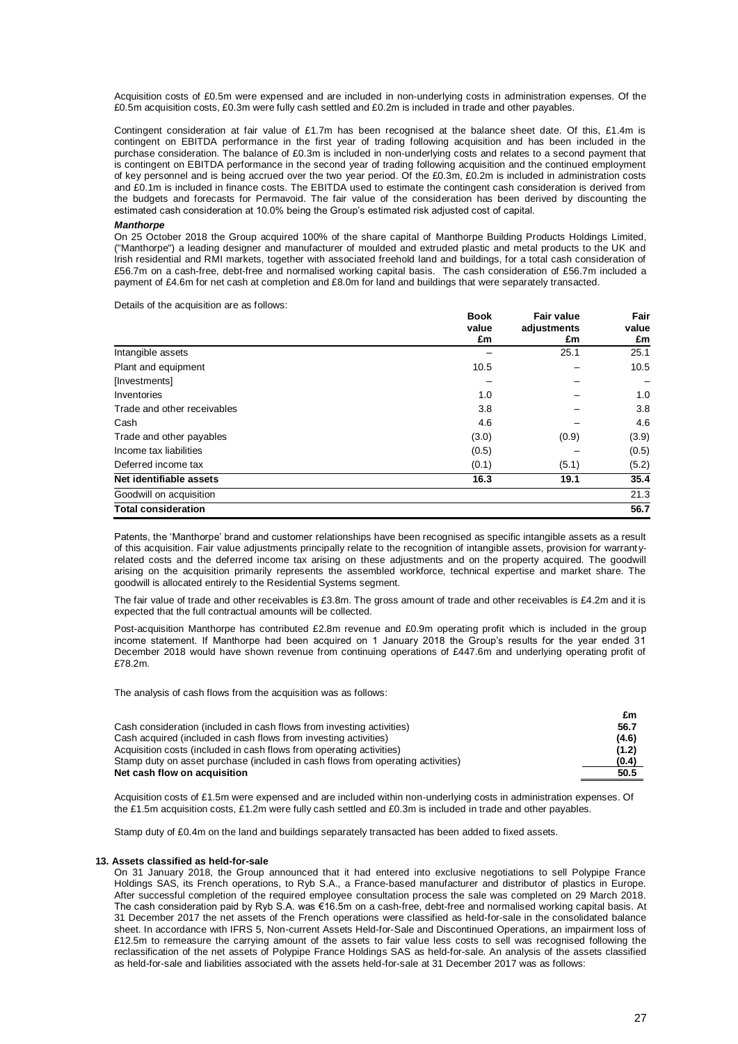Acquisition costs of £0.5m were expensed and are included in non-underlying costs in administration expenses. Of the £0.5m acquisition costs, £0.3m were fully cash settled and £0.2m is included in trade and other payables.

Contingent consideration at fair value of £1.7m has been recognised at the balance sheet date. Of this, £1.4m is contingent on EBITDA performance in the first year of trading following acquisition and has been included in the purchase consideration. The balance of £0.3m is included in non-underlying costs and relates to a second payment that is contingent on EBITDA performance in the second year of trading following acquisition and the continued employment of key personnel and is being accrued over the two year period. Of the £0.3m, £0.2m is included in administration costs and £0.1m is included in finance costs. The EBITDA used to estimate the contingent cash consideration is derived from the budgets and forecasts for Permavoid. The fair value of the consideration has been derived by discounting the estimated cash consideration at 10.0% being the Group's estimated risk adjusted cost of capital.

***Manthorpe***

On 25 October 2018 the Group acquired 100% of the share capital of Manthorpe Building Products Holdings Limited, ("Manthorpe") a leading designer and manufacturer of moulded and extruded plastic and metal products to the UK and Irish residential and RMI markets, together with associated freehold land and buildings, for a total cash consideration of £56.7m on a cash-free, debt-free and normalised working capital basis. The cash consideration of £56.7m included a payment of £4.6m for net cash at completion and £8.0m for land and buildings that were separately transacted.

Details of the acquisition are as follows:

| | Book value £m | Fair value adjustments £m | Fair value £m |
|---|---|---|---|
| Intangible assets | – | 25.1 | 25.1 |
| Plant and equipment | 10.5 | – | 10.5 |
| [Investments] | – | – | – |
| Inventories | 1.0 | – | 1.0 |
| Trade and other receivables | 3.8 | – | 3.8 |
| Cash | 4.6 | – | 4.6 |
| Trade and other payables | (3.0) | (0.9) | (3.9) |
| Income tax liabilities | (0.5) | – | (0.5) |
| Deferred income tax | (0.1) | (5.1) | (5.2) |
| **Net identifiable assets** | **16.3** | **19.1** | **35.4** |
| Goodwill on acquisition | | | 21.3 |
| **Total consideration** | | | **56.7** |

Patents, the 'Manthorpe' brand and customer relationships have been recognised as specific intangible assets as a result of this acquisition. Fair value adjustments principally relate to the recognition of intangible assets, provision for warranty-related costs and the deferred income tax arising on these adjustments and on the property acquired. The goodwill arising on the acquisition primarily represents the assembled workforce, technical expertise and market share. The goodwill is allocated entirely to the Residential Systems segment.

The fair value of trade and other receivables is £3.8m. The gross amount of trade and other receivables is £4.2m and it is expected that the full contractual amounts will be collected.

Post-acquisition Manthorpe has contributed £2.8m revenue and £0.9m operating profit which is included in the group income statement. If Manthorpe had been acquired on 1 January 2018 the Group's results for the year ended 31 December 2018 would have shown revenue from continuing operations of £447.6m and underlying operating profit of £78.2m.

The analysis of cash flows from the acquisition was as follows:

| | £m |
|---|---|
| Cash consideration (included in cash flows from investing activities) | 56.7 |
| Cash acquired (included in cash flows from investing activities) | (4.6) |
| Acquisition costs (included in cash flows from operating activities) | (1.2) |
| Stamp duty on asset purchase (included in cash flows from operating activities) | (0.4) |
| **Net cash flow on acquisition** | **50.5** |

Acquisition costs of £1.5m were expensed and are included within non-underlying costs in administration expenses. Of the £1.5m acquisition costs, £1.2m were fully cash settled and £0.3m is included in trade and other payables.

Stamp duty of £0.4m on the land and buildings separately transacted has been added to fixed assets.

### 13. Assets classified as held-for-sale

On 31 January 2018, the Group announced that it had entered into exclusive negotiations to sell Polypipe France Holdings SAS, its French operations, to Ryb S.A., a France-based manufacturer and distributor of plastics in Europe. After successful completion of the required employee consultation process the sale was completed on 29 March 2018. The cash consideration paid by Ryb S.A. was €16.5m on a cash-free, debt-free and normalised working capital basis. At 31 December 2017 the net assets of the French operations were classified as held-for-sale in the consolidated balance sheet. In accordance with IFRS 5, Non-current Assets Held-for-Sale and Discontinued Operations, an impairment loss of £12.5m to remeasure the carrying amount of the assets to fair value less costs to sell was recognised following the reclassification of the net assets of Polypipe France Holdings SAS as held-for-sale. An analysis of the assets classified as held-for-sale and liabilities associated with the assets held-for-sale at 31 December 2017 was as follows: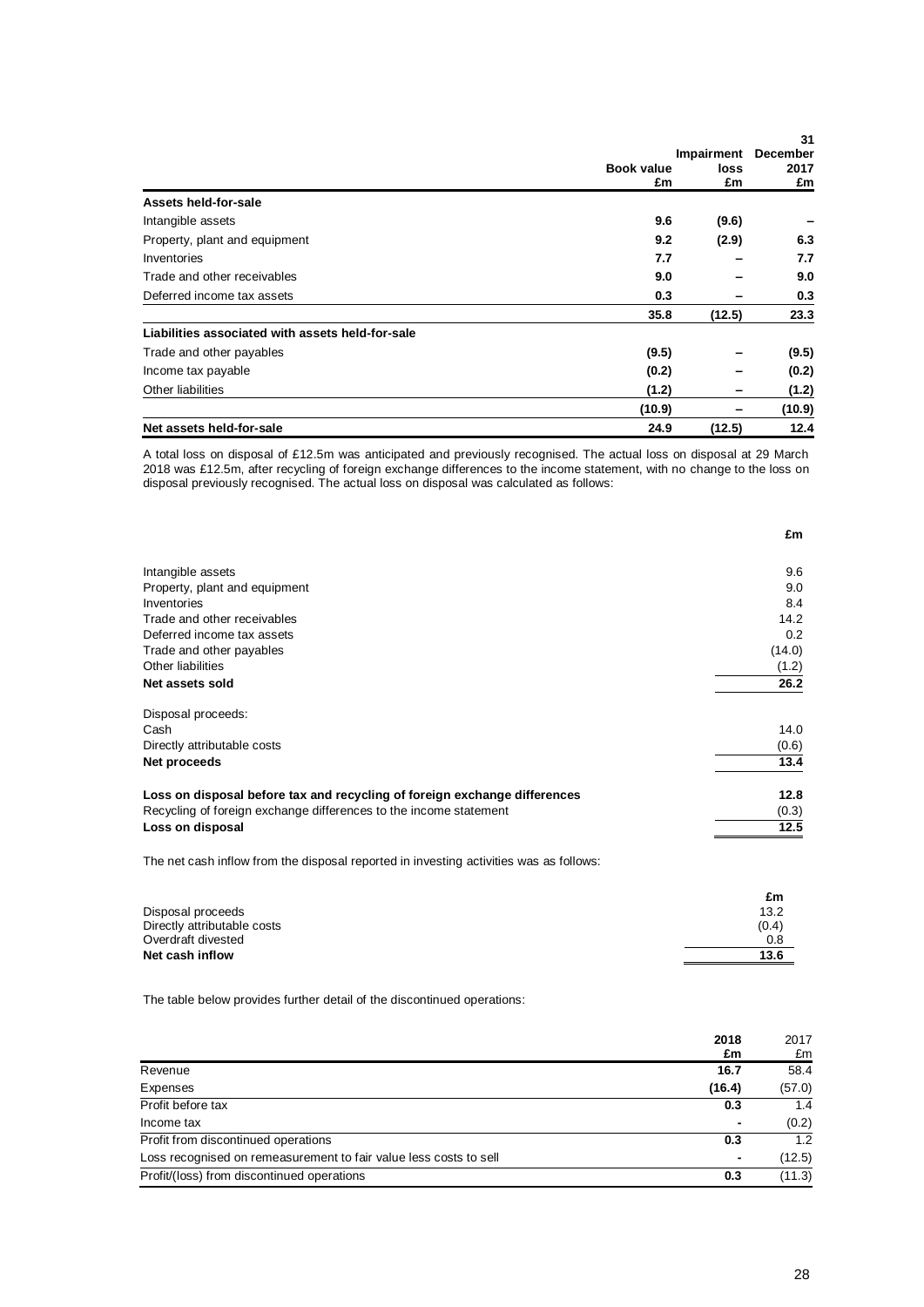| | Book value £m | Impairment loss £m | 31 December 2017 £m |
|---|---|---|---|
| **Assets held-for-sale** | | | |
| Intangible assets | **9.6** | **(9.6)** | **–** |
| Property, plant and equipment | **9.2** | **(2.9)** | **6.3** |
| Inventories | **7.7** | **–** | **7.7** |
| Trade and other receivables | **9.0** | **–** | **9.0** |
| Deferred income tax assets | **0.3** | **–** | **0.3** |
| | **35.8** | **(12.5)** | **23.3** |
| **Liabilities associated with assets held-for-sale** | | | |
| Trade and other payables | **(9.5)** | **–** | **(9.5)** |
| Income tax payable | **(0.2)** | **–** | **(0.2)** |
| Other liabilities | **(1.2)** | **–** | **(1.2)** |
| | **(10.9)** | **–** | **(10.9)** |
| **Net assets held-for-sale** | **24.9** | **(12.5)** | **12.4** |

A total loss on disposal of £12.5m was anticipated and previously recognised. The actual loss on disposal at 29 March 2018 was £12.5m, after recycling of foreign exchange differences to the income statement, with no change to the loss on disposal previously recognised. The actual loss on disposal was calculated as follows:

| | £m |
|---|---|
| Intangible assets | 9.6 |
| Property, plant and equipment | 9.0 |
| Inventories | 8.4 |
| Trade and other receivables | 14.2 |
| Deferred income tax assets | 0.2 |
| Trade and other payables | (14.0) |
| Other liabilities | (1.2) |
| **Net assets sold** | **26.2** |
| | |
| Disposal proceeds: | |
| Cash | 14.0 |
| Directly attributable costs | (0.6) |
| **Net proceeds** | **13.4** |
| | |
| **Loss on disposal before tax and recycling of foreign exchange differences** | **12.8** |
| Recycling of foreign exchange differences to the income statement | (0.3) |
| **Loss on disposal** | **12.5** |

The net cash inflow from the disposal reported in investing activities was as follows:

| | £m |
|---|---|
| Disposal proceeds | 13.2 |
| Directly attributable costs | (0.4) |
| Overdraft divested | 0.8 |
| **Net cash inflow** | **13.6** |

The table below provides further detail of the discontinued operations:

| | 2018 £m | 2017 £m |
|---|---|---|
| Revenue | **16.7** | 58.4 |
| Expenses | **(16.4)** | (57.0) |
| Profit before tax | **0.3** | 1.4 |
| Income tax | **-** | (0.2) |
| Profit from discontinued operations | **0.3** | 1.2 |
| Loss recognised on remeasurement to fair value less costs to sell | **-** | (12.5) |
| Profit/(loss) from discontinued operations | **0.3** | (11.3) |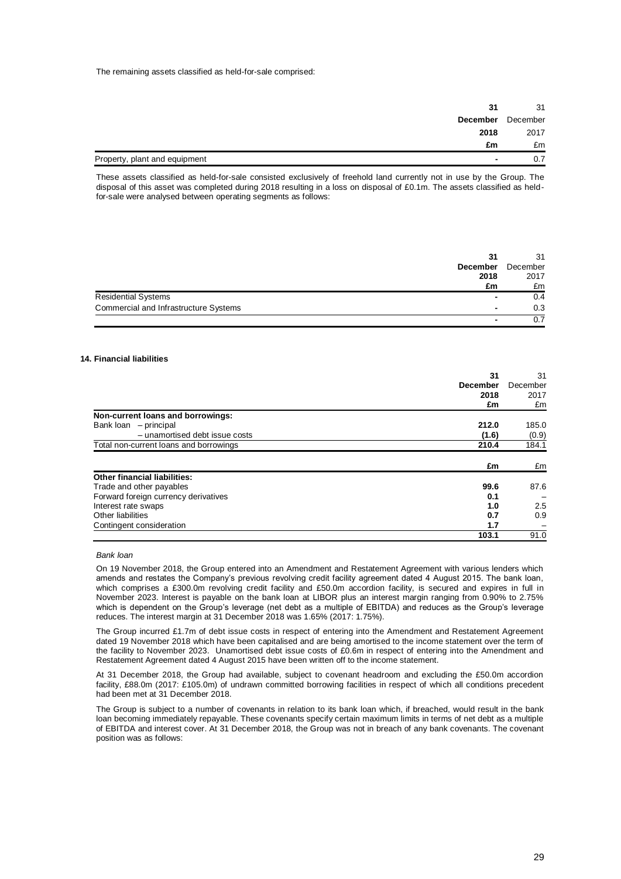The remaining assets classified as held-for-sale comprised:

| | 31 December 2018 £m | 31 December 2017 £m |
|---|---|---|
| Property, plant and equipment | - | 0.7 |

These assets classified as held-for-sale consisted exclusively of freehold land currently not in use by the Group. The disposal of this asset was completed during 2018 resulting in a loss on disposal of £0.1m. The assets classified as held-for-sale were analysed between operating segments as follows:

| | 31 December 2018 £m | 31 December 2017 £m |
|---|---|---|
| Residential Systems | - | 0.4 |
| Commercial and Infrastructure Systems | - | 0.3 |
| | - | 0.7 |

**14. Financial liabilities**

| | 31 December 2018 £m | 31 December 2017 £m |
|---|---|---|
| **Non-current loans and borrowings:** | | |
| Bank loan – principal | **212.0** | 185.0 |
| – unamortised debt issue costs | **(1.6)** | (0.9) |
| Total non-current loans and borrowings | **210.4** | 184.1 |
| | **£m** | £m |
| **Other financial liabilities:** | | |
| Trade and other payables | **99.6** | 87.6 |
| Forward foreign currency derivatives | **0.1** | – |
| Interest rate swaps | **1.0** | 2.5 |
| Other liabilities | **0.7** | 0.9 |
| Contingent consideration | **1.7** | – |
| | **103.1** | 91.0 |

*Bank loan*

On 19 November 2018, the Group entered into an Amendment and Restatement Agreement with various lenders which amends and restates the Company's previous revolving credit facility agreement dated 4 August 2015. The bank loan, which comprises a £300.0m revolving credit facility and £50.0m accordion facility, is secured and expires in full in November 2023. Interest is payable on the bank loan at LIBOR plus an interest margin ranging from 0.90% to 2.75% which is dependent on the Group's leverage (net debt as a multiple of EBITDA) and reduces as the Group's leverage reduces. The interest margin at 31 December 2018 was 1.65% (2017: 1.75%).

The Group incurred £1.7m of debt issue costs in respect of entering into the Amendment and Restatement Agreement dated 19 November 2018 which have been capitalised and are being amortised to the income statement over the term of the facility to November 2023. Unamortised debt issue costs of £0.6m in respect of entering into the Amendment and Restatement Agreement dated 4 August 2015 have been written off to the income statement.

At 31 December 2018, the Group had available, subject to covenant headroom and excluding the £50.0m accordion facility, £88.0m (2017: £105.0m) of undrawn committed borrowing facilities in respect of which all conditions precedent had been met at 31 December 2018.

The Group is subject to a number of covenants in relation to its bank loan which, if breached, would result in the bank loan becoming immediately repayable. These covenants specify certain maximum limits in terms of net debt as a multiple of EBITDA and interest cover. At 31 December 2018, the Group was not in breach of any bank covenants. The covenant position was as follows: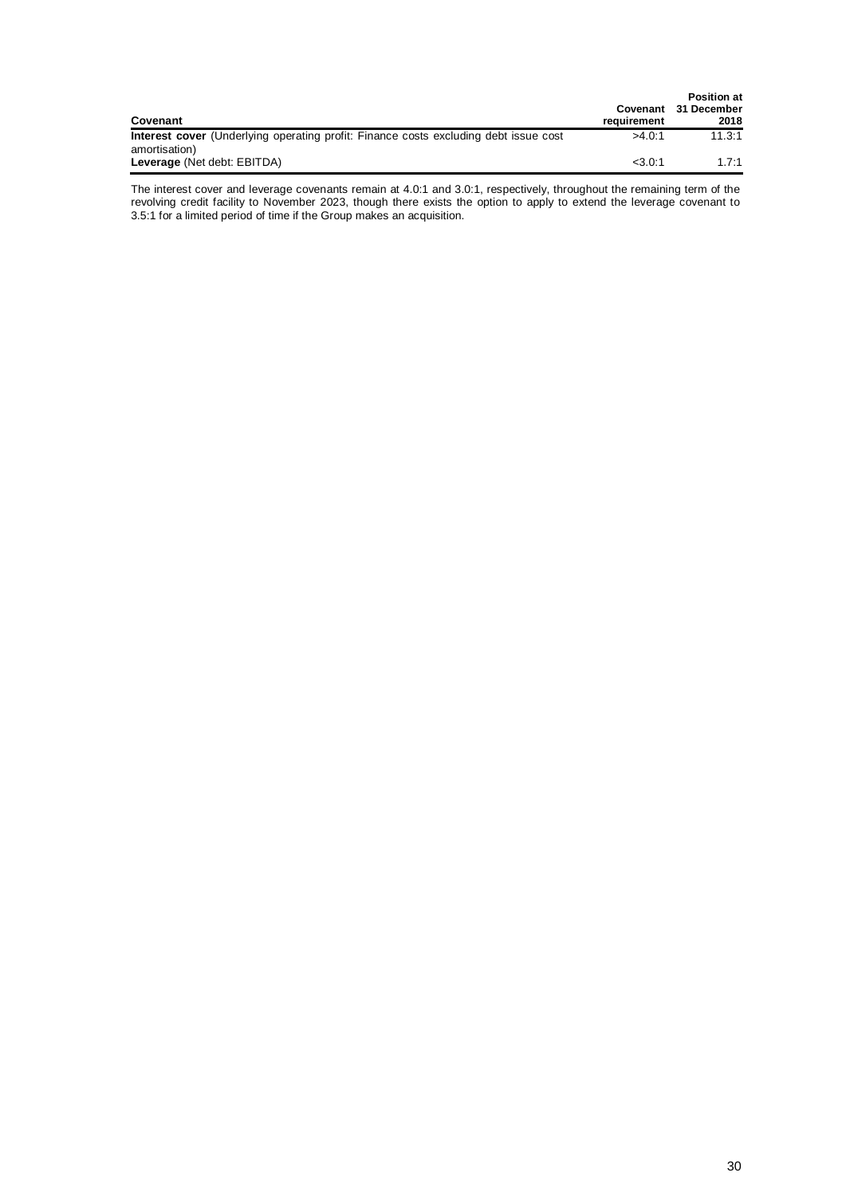| Covenant | Covenant requirement | Position at 31 December 2018 |
|---|---|---|
| **Interest cover** (Underlying operating profit: Finance costs excluding debt issue cost amortisation) | >4.0:1 | 11.3:1 |
| **Leverage** (Net debt: EBITDA) | <3.0:1 | 1.7:1 |

The interest cover and leverage covenants remain at 4.0:1 and 3.0:1, respectively, throughout the remaining term of the revolving credit facility to November 2023, though there exists the option to apply to extend the leverage covenant to 3.5:1 for a limited period of time if the Group makes an acquisition.